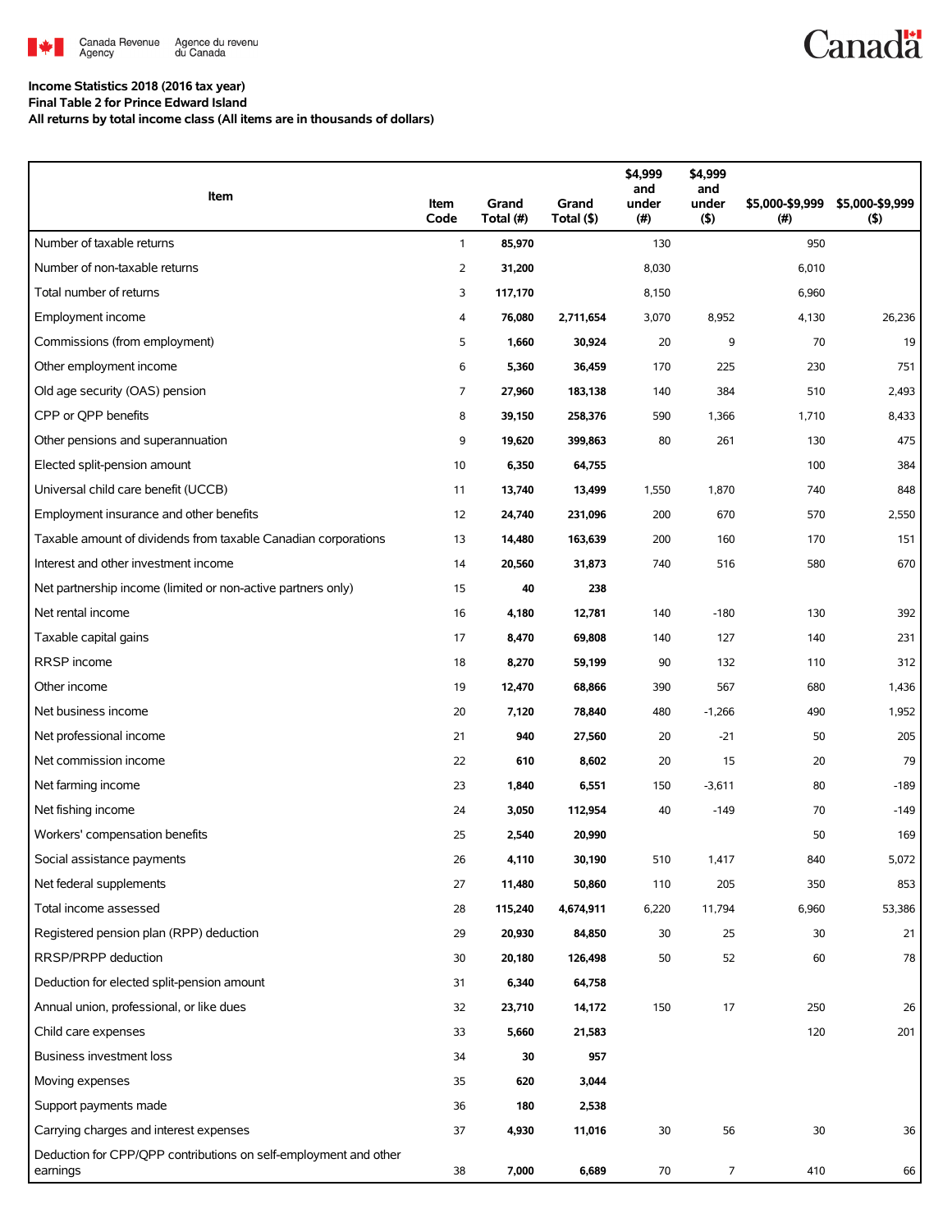Canada Revenue Agency / Agence du revenu du Canada

**Income Statistics 2018 (2016 tax year)**
**Final Table 2 for Prince Edward Island**
**All returns by total income class (All items are in thousands of dollars)**

| Item | Item Code | Grand Total (#) | Grand Total ($) | $4,999 and under (#) | $4,999 and under ($) | $5,000-$9,999 (#) | $5,000-$9,999 ($) |
|---|---|---|---|---|---|---|---|
| Number of taxable returns | 1 | **85,970** | | 130 | | 950 | |
| Number of non-taxable returns | 2 | **31,200** | | 8,030 | | 6,010 | |
| Total number of returns | 3 | **117,170** | | 8,150 | | 6,960 | |
| Employment income | 4 | **76,080** | **2,711,654** | 3,070 | 8,952 | 4,130 | 26,236 |
| Commissions (from employment) | 5 | **1,660** | **30,924** | 20 | 9 | 70 | 19 |
| Other employment income | 6 | **5,360** | **36,459** | 170 | 225 | 230 | 751 |
| Old age security (OAS) pension | 7 | **27,960** | **183,138** | 140 | 384 | 510 | 2,493 |
| CPP or QPP benefits | 8 | **39,150** | **258,376** | 590 | 1,366 | 1,710 | 8,433 |
| Other pensions and superannuation | 9 | **19,620** | **399,863** | 80 | 261 | 130 | 475 |
| Elected split-pension amount | 10 | **6,350** | **64,755** | | | 100 | 384 |
| Universal child care benefit (UCCB) | 11 | **13,740** | **13,499** | 1,550 | 1,870 | 740 | 848 |
| Employment insurance and other benefits | 12 | **24,740** | **231,096** | 200 | 670 | 570 | 2,550 |
| Taxable amount of dividends from taxable Canadian corporations | 13 | **14,480** | **163,639** | 200 | 160 | 170 | 151 |
| Interest and other investment income | 14 | **20,560** | **31,873** | 740 | 516 | 580 | 670 |
| Net partnership income (limited or non-active partners only) | 15 | **40** | **238** | | | | |
| Net rental income | 16 | **4,180** | **12,781** | 140 | -180 | 130 | 392 |
| Taxable capital gains | 17 | **8,470** | **69,808** | 140 | 127 | 140 | 231 |
| RRSP income | 18 | **8,270** | **59,199** | 90 | 132 | 110 | 312 |
| Other income | 19 | **12,470** | **68,866** | 390 | 567 | 680 | 1,436 |
| Net business income | 20 | **7,120** | **78,840** | 480 | -1,266 | 490 | 1,952 |
| Net professional income | 21 | **940** | **27,560** | 20 | -21 | 50 | 205 |
| Net commission income | 22 | **610** | **8,602** | 20 | 15 | 20 | 79 |
| Net farming income | 23 | **1,840** | **6,551** | 150 | -3,611 | 80 | -189 |
| Net fishing income | 24 | **3,050** | **112,954** | 40 | -149 | 70 | -149 |
| Workers' compensation benefits | 25 | **2,540** | **20,990** | | | 50 | 169 |
| Social assistance payments | 26 | **4,110** | **30,190** | 510 | 1,417 | 840 | 5,072 |
| Net federal supplements | 27 | **11,480** | **50,860** | 110 | 205 | 350 | 853 |
| Total income assessed | 28 | **115,240** | **4,674,911** | 6,220 | 11,794 | 6,960 | 53,386 |
| Registered pension plan (RPP) deduction | 29 | **20,930** | **84,850** | 30 | 25 | 30 | 21 |
| RRSP/PRPP deduction | 30 | **20,180** | **126,498** | 50 | 52 | 60 | 78 |
| Deduction for elected split-pension amount | 31 | **6,340** | **64,758** | | | | |
| Annual union, professional, or like dues | 32 | **23,710** | **14,172** | 150 | 17 | 250 | 26 |
| Child care expenses | 33 | **5,660** | **21,583** | | | 120 | 201 |
| Business investment loss | 34 | **30** | **957** | | | | |
| Moving expenses | 35 | **620** | **3,044** | | | | |
| Support payments made | 36 | **180** | **2,538** | | | | |
| Carrying charges and interest expenses | 37 | **4,930** | **11,016** | 30 | 56 | 30 | 36 |
| Deduction for CPP/QPP contributions on self-employment and other earnings | 38 | **7,000** | **6,689** | 70 | 7 | 410 | 66 |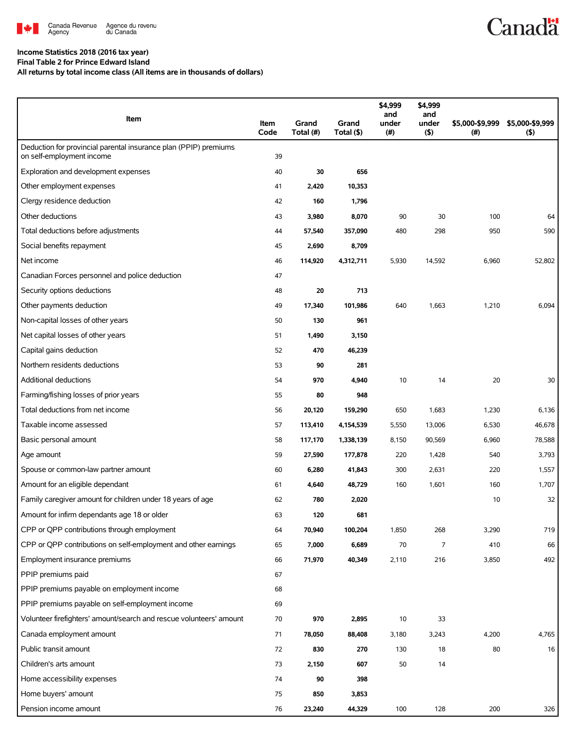**Income Statistics 2018 (2016 tax year)**
**Final Table 2 for Prince Edward Island**
**All returns by total income class (All items are in thousands of dollars)**

| Item | Item Code | Grand Total (#) | Grand Total ($) | $4,999 and under (#) | $4,999 and under ($) | $5,000-$9,999 (#) | $5,000-$9,999 ($) |
|---|---|---|---|---|---|---|---|
| Deduction for provincial parental insurance plan (PPIP) premiums on self-employment income | 39 | | | | | | |
| Exploration and development expenses | 40 | 30 | 656 | | | | |
| Other employment expenses | 41 | 2,420 | 10,353 | | | | |
| Clergy residence deduction | 42 | 160 | 1,796 | | | | |
| Other deductions | 43 | 3,980 | 8,070 | 90 | 30 | 100 | 64 |
| Total deductions before adjustments | 44 | 57,540 | 357,090 | 480 | 298 | 950 | 590 |
| Social benefits repayment | 45 | 2,690 | 8,709 | | | | |
| Net income | 46 | 114,920 | 4,312,711 | 5,930 | 14,592 | 6,960 | 52,802 |
| Canadian Forces personnel and police deduction | 47 | | | | | | |
| Security options deductions | 48 | 20 | 713 | | | | |
| Other payments deduction | 49 | 17,340 | 101,986 | 640 | 1,663 | 1,210 | 6,094 |
| Non-capital losses of other years | 50 | 130 | 961 | | | | |
| Net capital losses of other years | 51 | 1,490 | 3,150 | | | | |
| Capital gains deduction | 52 | 470 | 46,239 | | | | |
| Northern residents deductions | 53 | 90 | 281 | | | | |
| Additional deductions | 54 | 970 | 4,940 | 10 | 14 | 20 | 30 |
| Farming/fishing losses of prior years | 55 | 80 | 948 | | | | |
| Total deductions from net income | 56 | 20,120 | 159,290 | 650 | 1,683 | 1,230 | 6,136 |
| Taxable income assessed | 57 | 113,410 | 4,154,539 | 5,550 | 13,006 | 6,530 | 46,678 |
| Basic personal amount | 58 | 117,170 | 1,338,139 | 8,150 | 90,569 | 6,960 | 78,588 |
| Age amount | 59 | 27,590 | 177,878 | 220 | 1,428 | 540 | 3,793 |
| Spouse or common-law partner amount | 60 | 6,280 | 41,843 | 300 | 2,631 | 220 | 1,557 |
| Amount for an eligible dependant | 61 | 4,640 | 48,729 | 160 | 1,601 | 160 | 1,707 |
| Family caregiver amount for children under 18 years of age | 62 | 780 | 2,020 | | | 10 | 32 |
| Amount for infirm dependants age 18 or older | 63 | 120 | 681 | | | | |
| CPP or QPP contributions through employment | 64 | 70,940 | 100,204 | 1,850 | 268 | 3,290 | 719 |
| CPP or QPP contributions on self-employment and other earnings | 65 | 7,000 | 6,689 | 70 | 7 | 410 | 66 |
| Employment insurance premiums | 66 | 71,970 | 40,349 | 2,110 | 216 | 3,850 | 492 |
| PPIP premiums paid | 67 | | | | | | |
| PPIP premiums payable on employment income | 68 | | | | | | |
| PPIP premiums payable on self-employment income | 69 | | | | | | |
| Volunteer firefighters' amount/search and rescue volunteers' amount | 70 | 970 | 2,895 | 10 | 33 | | |
| Canada employment amount | 71 | 78,050 | 88,408 | 3,180 | 3,243 | 4,200 | 4,765 |
| Public transit amount | 72 | 830 | 270 | 130 | 18 | 80 | 16 |
| Children's arts amount | 73 | 2,150 | 607 | 50 | 14 | | |
| Home accessibility expenses | 74 | 90 | 398 | | | | |
| Home buyers' amount | 75 | 850 | 3,853 | | | | |
| Pension income amount | 76 | 23,240 | 44,329 | 100 | 128 | 200 | 326 |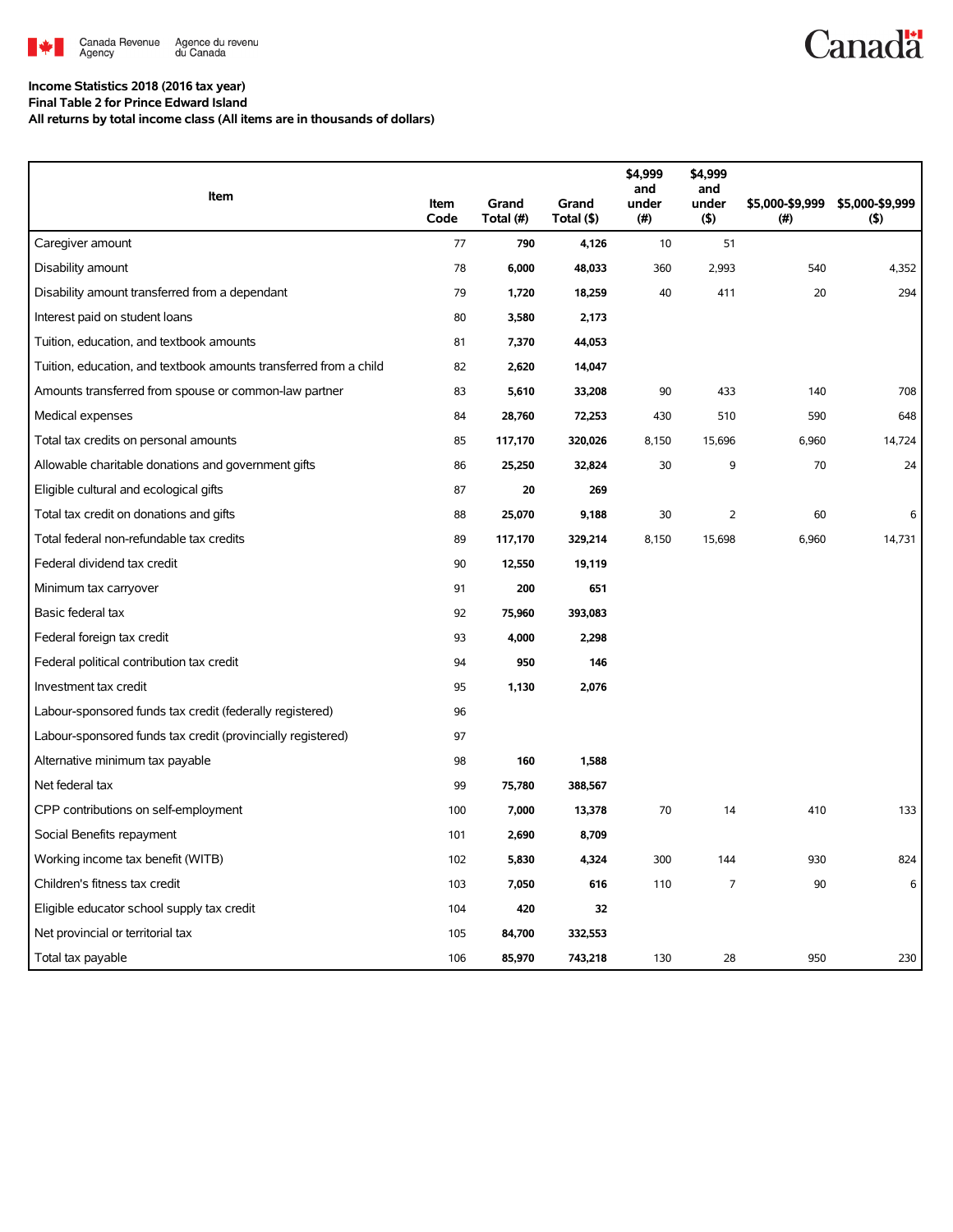**Income Statistics 2018 (2016 tax year)**
**Final Table 2 for Prince Edward Island**
**All returns by total income class (All items are in thousands of dollars)**

| Item | Item Code | Grand Total (#) | Grand Total ($) | $4,999 and under (#) | $4,999 and under ($) | $5,000-$9,999 (#) | $5,000-$9,999 ($) |
|---|---|---|---|---|---|---|---|
| Caregiver amount | 77 | 790 | 4,126 | 10 | 51 | | |
| Disability amount | 78 | 6,000 | 48,033 | 360 | 2,993 | 540 | 4,352 |
| Disability amount transferred from a dependant | 79 | 1,720 | 18,259 | 40 | 411 | 20 | 294 |
| Interest paid on student loans | 80 | 3,580 | 2,173 | | | | |
| Tuition, education, and textbook amounts | 81 | 7,370 | 44,053 | | | | |
| Tuition, education, and textbook amounts transferred from a child | 82 | 2,620 | 14,047 | | | | |
| Amounts transferred from spouse or common-law partner | 83 | 5,610 | 33,208 | 90 | 433 | 140 | 708 |
| Medical expenses | 84 | 28,760 | 72,253 | 430 | 510 | 590 | 648 |
| Total tax credits on personal amounts | 85 | 117,170 | 320,026 | 8,150 | 15,696 | 6,960 | 14,724 |
| Allowable charitable donations and government gifts | 86 | 25,250 | 32,824 | 30 | 9 | 70 | 24 |
| Eligible cultural and ecological gifts | 87 | 20 | 269 | | | | |
| Total tax credit on donations and gifts | 88 | 25,070 | 9,188 | 30 | 2 | 60 | 6 |
| Total federal non-refundable tax credits | 89 | 117,170 | 329,214 | 8,150 | 15,698 | 6,960 | 14,731 |
| Federal dividend tax credit | 90 | 12,550 | 19,119 | | | | |
| Minimum tax carryover | 91 | 200 | 651 | | | | |
| Basic federal tax | 92 | 75,960 | 393,083 | | | | |
| Federal foreign tax credit | 93 | 4,000 | 2,298 | | | | |
| Federal political contribution tax credit | 94 | 950 | 146 | | | | |
| Investment tax credit | 95 | 1,130 | 2,076 | | | | |
| Labour-sponsored funds tax credit (federally registered) | 96 | | | | | | |
| Labour-sponsored funds tax credit (provincially registered) | 97 | | | | | | |
| Alternative minimum tax payable | 98 | 160 | 1,588 | | | | |
| Net federal tax | 99 | 75,780 | 388,567 | | | | |
| CPP contributions on self-employment | 100 | 7,000 | 13,378 | 70 | 14 | 410 | 133 |
| Social Benefits repayment | 101 | 2,690 | 8,709 | | | | |
| Working income tax benefit (WITB) | 102 | 5,830 | 4,324 | 300 | 144 | 930 | 824 |
| Children's fitness tax credit | 103 | 7,050 | 616 | 110 | 7 | 90 | 6 |
| Eligible educator school supply tax credit | 104 | 420 | 32 | | | | |
| Net provincial or territorial tax | 105 | 84,700 | 332,553 | | | | |
| Total tax payable | 106 | 85,970 | 743,218 | 130 | 28 | 950 | 230 |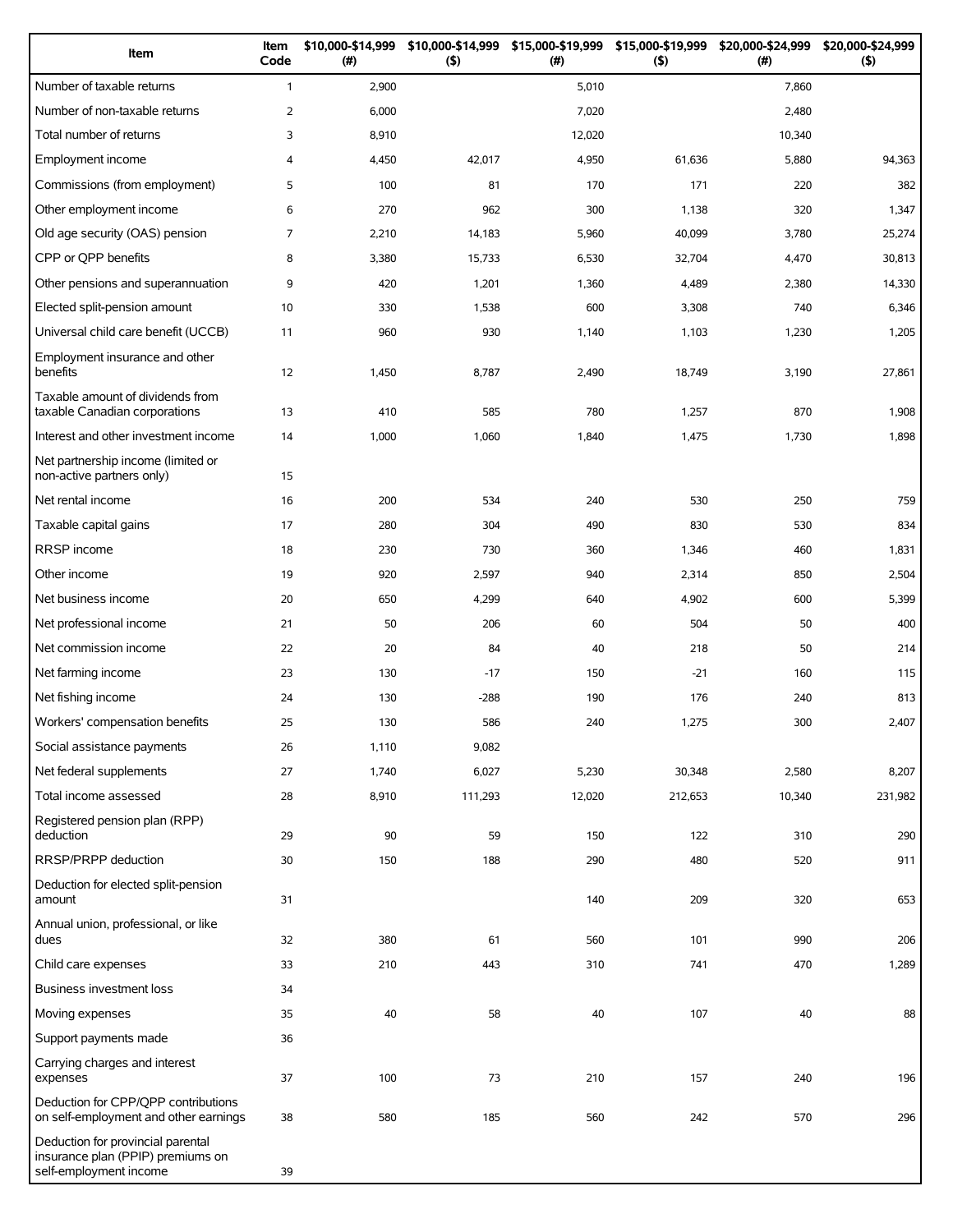| Item | Item Code | $10,000-$14,999 (#) | $10,000-$14,999 ($) | $15,000-$19,999 (#) | $15,000-$19,999 ($) | $20,000-$24,999 (#) | $20,000-$24,999 ($) |
|---|---|---|---|---|---|---|---|
| Number of taxable returns | 1 | 2,900 | | 5,010 | | 7,860 | |
| Number of non-taxable returns | 2 | 6,000 | | 7,020 | | 2,480 | |
| Total number of returns | 3 | 8,910 | | 12,020 | | 10,340 | |
| Employment income | 4 | 4,450 | 42,017 | 4,950 | 61,636 | 5,880 | 94,363 |
| Commissions (from employment) | 5 | 100 | 81 | 170 | 171 | 220 | 382 |
| Other employment income | 6 | 270 | 962 | 300 | 1,138 | 320 | 1,347 |
| Old age security (OAS) pension | 7 | 2,210 | 14,183 | 5,960 | 40,099 | 3,780 | 25,274 |
| CPP or QPP benefits | 8 | 3,380 | 15,733 | 6,530 | 32,704 | 4,470 | 30,813 |
| Other pensions and superannuation | 9 | 420 | 1,201 | 1,360 | 4,489 | 2,380 | 14,330 |
| Elected split-pension amount | 10 | 330 | 1,538 | 600 | 3,308 | 740 | 6,346 |
| Universal child care benefit (UCCB) | 11 | 960 | 930 | 1,140 | 1,103 | 1,230 | 1,205 |
| Employment insurance and other benefits | 12 | 1,450 | 8,787 | 2,490 | 18,749 | 3,190 | 27,861 |
| Taxable amount of dividends from taxable Canadian corporations | 13 | 410 | 585 | 780 | 1,257 | 870 | 1,908 |
| Interest and other investment income | 14 | 1,000 | 1,060 | 1,840 | 1,475 | 1,730 | 1,898 |
| Net partnership income (limited or non-active partners only) | 15 | | | | | | |
| Net rental income | 16 | 200 | 534 | 240 | 530 | 250 | 759 |
| Taxable capital gains | 17 | 280 | 304 | 490 | 830 | 530 | 834 |
| RRSP income | 18 | 230 | 730 | 360 | 1,346 | 460 | 1,831 |
| Other income | 19 | 920 | 2,597 | 940 | 2,314 | 850 | 2,504 |
| Net business income | 20 | 650 | 4,299 | 640 | 4,902 | 600 | 5,399 |
| Net professional income | 21 | 50 | 206 | 60 | 504 | 50 | 400 |
| Net commission income | 22 | 20 | 84 | 40 | 218 | 50 | 214 |
| Net farming income | 23 | 130 | -17 | 150 | -21 | 160 | 115 |
| Net fishing income | 24 | 130 | -288 | 190 | 176 | 240 | 813 |
| Workers' compensation benefits | 25 | 130 | 586 | 240 | 1,275 | 300 | 2,407 |
| Social assistance payments | 26 | 1,110 | 9,082 | | | | |
| Net federal supplements | 27 | 1,740 | 6,027 | 5,230 | 30,348 | 2,580 | 8,207 |
| Total income assessed | 28 | 8,910 | 111,293 | 12,020 | 212,653 | 10,340 | 231,982 |
| Registered pension plan (RPP) deduction | 29 | 90 | 59 | 150 | 122 | 310 | 290 |
| RRSP/PRPP deduction | 30 | 150 | 188 | 290 | 480 | 520 | 911 |
| Deduction for elected split-pension amount | 31 | | | 140 | 209 | 320 | 653 |
| Annual union, professional, or like dues | 32 | 380 | 61 | 560 | 101 | 990 | 206 |
| Child care expenses | 33 | 210 | 443 | 310 | 741 | 470 | 1,289 |
| Business investment loss | 34 | | | | | | |
| Moving expenses | 35 | 40 | 58 | 40 | 107 | 40 | 88 |
| Support payments made | 36 | | | | | | |
| Carrying charges and interest expenses | 37 | 100 | 73 | 210 | 157 | 240 | 196 |
| Deduction for CPP/QPP contributions on self-employment and other earnings | 38 | 580 | 185 | 560 | 242 | 570 | 296 |
| Deduction for provincial parental insurance plan (PPIP) premiums on self-employment income | 39 | | | | | | |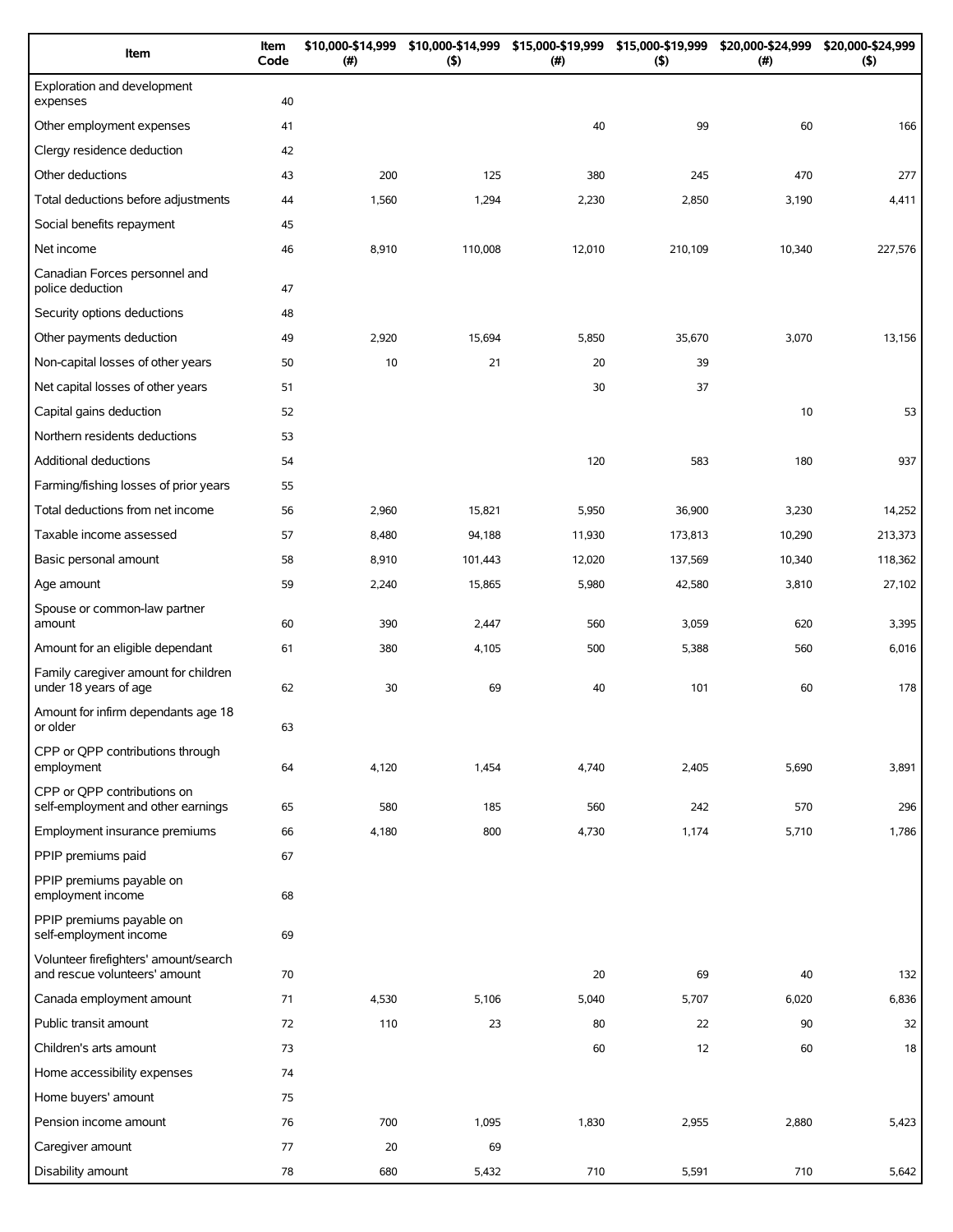| Item | Item Code | $10,000-$14,999 (#) | $10,000-$14,999 ($) | $15,000-$19,999 (#) | $15,000-$19,999 ($) | $20,000-$24,999 (#) | $20,000-$24,999 ($) |
|---|---|---|---|---|---|---|---|
| Exploration and development expenses | 40 | | | | | | |
| Other employment expenses | 41 | | | 40 | 99 | 60 | 166 |
| Clergy residence deduction | 42 | | | | | | |
| Other deductions | 43 | 200 | 125 | 380 | 245 | 470 | 277 |
| Total deductions before adjustments | 44 | 1,560 | 1,294 | 2,230 | 2,850 | 3,190 | 4,411 |
| Social benefits repayment | 45 | | | | | | |
| Net income | 46 | 8,910 | 110,008 | 12,010 | 210,109 | 10,340 | 227,576 |
| Canadian Forces personnel and police deduction | 47 | | | | | | |
| Security options deductions | 48 | | | | | | |
| Other payments deduction | 49 | 2,920 | 15,694 | 5,850 | 35,670 | 3,070 | 13,156 |
| Non-capital losses of other years | 50 | 10 | 21 | 20 | 39 | | |
| Net capital losses of other years | 51 | | | 30 | 37 | | |
| Capital gains deduction | 52 | | | | | 10 | 53 |
| Northern residents deductions | 53 | | | | | | |
| Additional deductions | 54 | | | 120 | 583 | 180 | 937 |
| Farming/fishing losses of prior years | 55 | | | | | | |
| Total deductions from net income | 56 | 2,960 | 15,821 | 5,950 | 36,900 | 3,230 | 14,252 |
| Taxable income assessed | 57 | 8,480 | 94,188 | 11,930 | 173,813 | 10,290 | 213,373 |
| Basic personal amount | 58 | 8,910 | 101,443 | 12,020 | 137,569 | 10,340 | 118,362 |
| Age amount | 59 | 2,240 | 15,865 | 5,980 | 42,580 | 3,810 | 27,102 |
| Spouse or common-law partner amount | 60 | 390 | 2,447 | 560 | 3,059 | 620 | 3,395 |
| Amount for an eligible dependant | 61 | 380 | 4,105 | 500 | 5,388 | 560 | 6,016 |
| Family caregiver amount for children under 18 years of age | 62 | 30 | 69 | 40 | 101 | 60 | 178 |
| Amount for infirm dependants age 18 or older | 63 | | | | | | |
| CPP or QPP contributions through employment | 64 | 4,120 | 1,454 | 4,740 | 2,405 | 5,690 | 3,891 |
| CPP or QPP contributions on self-employment and other earnings | 65 | 580 | 185 | 560 | 242 | 570 | 296 |
| Employment insurance premiums | 66 | 4,180 | 800 | 4,730 | 1,174 | 5,710 | 1,786 |
| PPIP premiums paid | 67 | | | | | | |
| PPIP premiums payable on employment income | 68 | | | | | | |
| PPIP premiums payable on self-employment income | 69 | | | | | | |
| Volunteer firefighters' amount/search and rescue volunteers' amount | 70 | | | 20 | 69 | 40 | 132 |
| Canada employment amount | 71 | 4,530 | 5,106 | 5,040 | 5,707 | 6,020 | 6,836 |
| Public transit amount | 72 | 110 | 23 | 80 | 22 | 90 | 32 |
| Children's arts amount | 73 | | | 60 | 12 | 60 | 18 |
| Home accessibility expenses | 74 | | | | | | |
| Home buyers' amount | 75 | | | | | | |
| Pension income amount | 76 | 700 | 1,095 | 1,830 | 2,955 | 2,880 | 5,423 |
| Caregiver amount | 77 | 20 | 69 | | | | |
| Disability amount | 78 | 680 | 5,432 | 710 | 5,591 | 710 | 5,642 |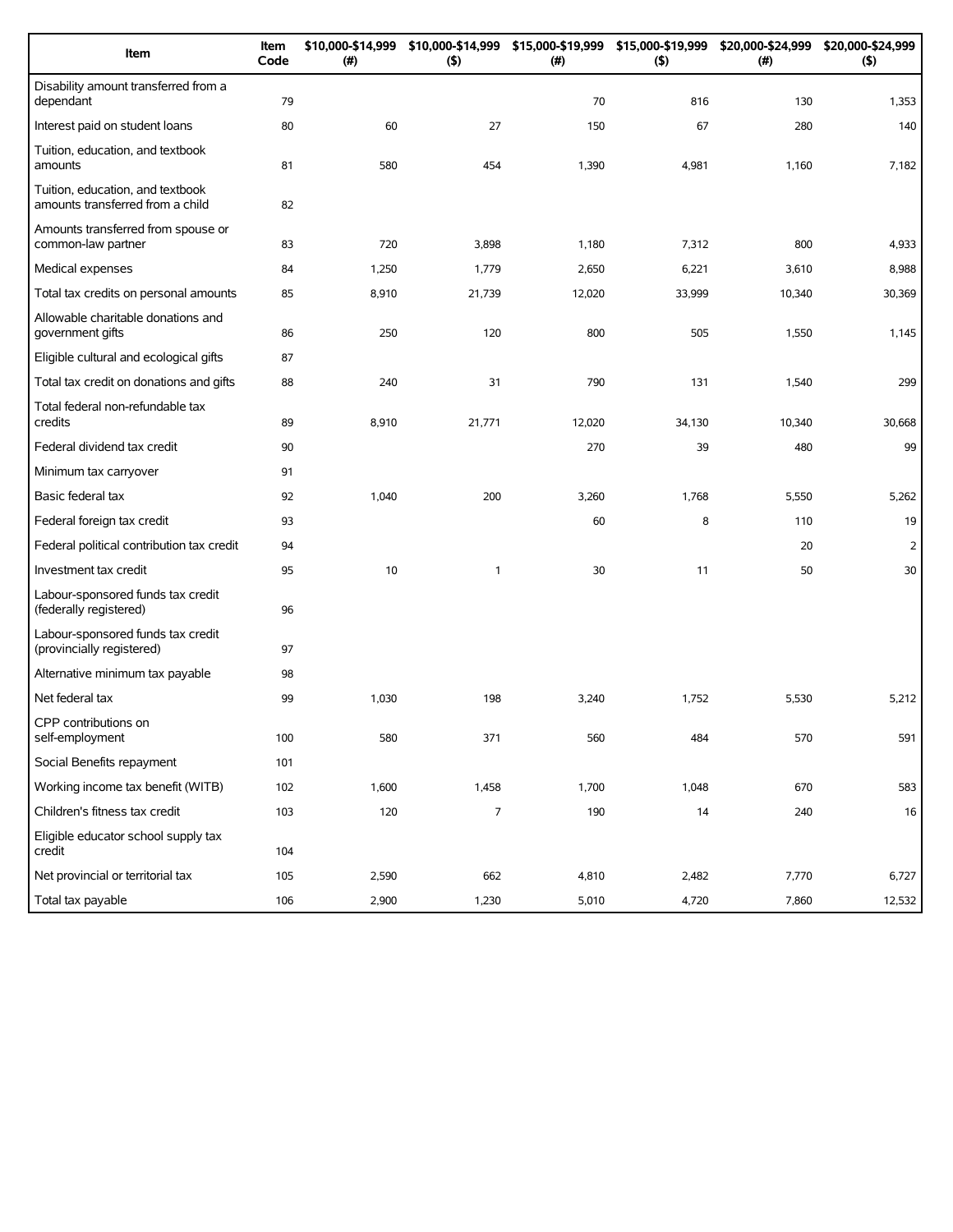| Item | Item Code | $10,000-$14,999 (#) | $10,000-$14,999 ($) | $15,000-$19,999 (#) | $15,000-$19,999 ($) | $20,000-$24,999 (#) | $20,000-$24,999 ($) |
|---|---|---|---|---|---|---|---|
| Disability amount transferred from a dependant | 79 | | | 70 | 816 | 130 | 1,353 |
| Interest paid on student loans | 80 | 60 | 27 | 150 | 67 | 280 | 140 |
| Tuition, education, and textbook amounts | 81 | 580 | 454 | 1,390 | 4,981 | 1,160 | 7,182 |
| Tuition, education, and textbook amounts transferred from a child | 82 | | | | | | |
| Amounts transferred from spouse or common-law partner | 83 | 720 | 3,898 | 1,180 | 7,312 | 800 | 4,933 |
| Medical expenses | 84 | 1,250 | 1,779 | 2,650 | 6,221 | 3,610 | 8,988 |
| Total tax credits on personal amounts | 85 | 8,910 | 21,739 | 12,020 | 33,999 | 10,340 | 30,369 |
| Allowable charitable donations and government gifts | 86 | 250 | 120 | 800 | 505 | 1,550 | 1,145 |
| Eligible cultural and ecological gifts | 87 | | | | | | |
| Total tax credit on donations and gifts | 88 | 240 | 31 | 790 | 131 | 1,540 | 299 |
| Total federal non-refundable tax credits | 89 | 8,910 | 21,771 | 12,020 | 34,130 | 10,340 | 30,668 |
| Federal dividend tax credit | 90 | | | 270 | 39 | 480 | 99 |
| Minimum tax carryover | 91 | | | | | | |
| Basic federal tax | 92 | 1,040 | 200 | 3,260 | 1,768 | 5,550 | 5,262 |
| Federal foreign tax credit | 93 | | | 60 | 8 | 110 | 19 |
| Federal political contribution tax credit | 94 | | | | | 20 | 2 |
| Investment tax credit | 95 | 10 | 1 | 30 | 11 | 50 | 30 |
| Labour-sponsored funds tax credit (federally registered) | 96 | | | | | | |
| Labour-sponsored funds tax credit (provincially registered) | 97 | | | | | | |
| Alternative minimum tax payable | 98 | | | | | | |
| Net federal tax | 99 | 1,030 | 198 | 3,240 | 1,752 | 5,530 | 5,212 |
| CPP contributions on self-employment | 100 | 580 | 371 | 560 | 484 | 570 | 591 |
| Social Benefits repayment | 101 | | | | | | |
| Working income tax benefit (WITB) | 102 | 1,600 | 1,458 | 1,700 | 1,048 | 670 | 583 |
| Children's fitness tax credit | 103 | 120 | 7 | 190 | 14 | 240 | 16 |
| Eligible educator school supply tax credit | 104 | | | | | | |
| Net provincial or territorial tax | 105 | 2,590 | 662 | 4,810 | 2,482 | 7,770 | 6,727 |
| Total tax payable | 106 | 2,900 | 1,230 | 5,010 | 4,720 | 7,860 | 12,532 |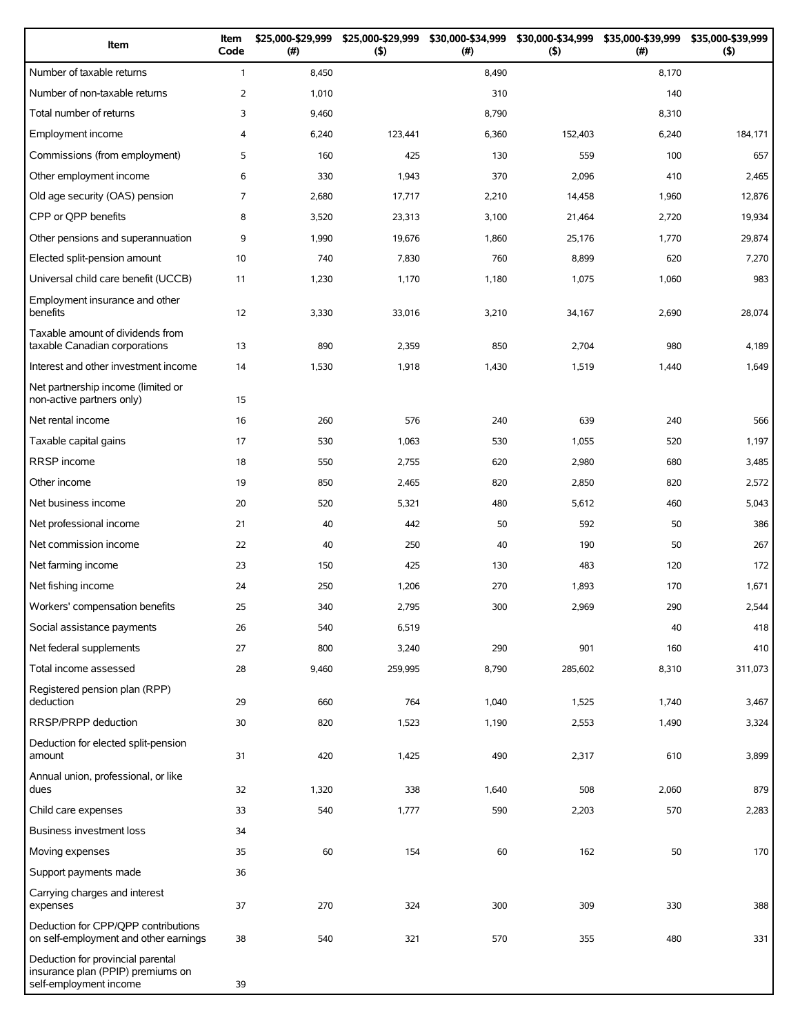| Item | Item Code | $25,000-$29,999 (#) | $25,000-$29,999 ($) | $30,000-$34,999 (#) | $30,000-$34,999 ($) | $35,000-$39,999 (#) | $35,000-$39,999 ($) |
|---|---|---|---|---|---|---|---|
| Number of taxable returns | 1 | 8,450 | | 8,490 | | 8,170 | |
| Number of non-taxable returns | 2 | 1,010 | | 310 | | 140 | |
| Total number of returns | 3 | 9,460 | | 8,790 | | 8,310 | |
| Employment income | 4 | 6,240 | 123,441 | 6,360 | 152,403 | 6,240 | 184,171 |
| Commissions (from employment) | 5 | 160 | 425 | 130 | 559 | 100 | 657 |
| Other employment income | 6 | 330 | 1,943 | 370 | 2,096 | 410 | 2,465 |
| Old age security (OAS) pension | 7 | 2,680 | 17,717 | 2,210 | 14,458 | 1,960 | 12,876 |
| CPP or QPP benefits | 8 | 3,520 | 23,313 | 3,100 | 21,464 | 2,720 | 19,934 |
| Other pensions and superannuation | 9 | 1,990 | 19,676 | 1,860 | 25,176 | 1,770 | 29,874 |
| Elected split-pension amount | 10 | 740 | 7,830 | 760 | 8,899 | 620 | 7,270 |
| Universal child care benefit (UCCB) | 11 | 1,230 | 1,170 | 1,180 | 1,075 | 1,060 | 983 |
| Employment insurance and other benefits | 12 | 3,330 | 33,016 | 3,210 | 34,167 | 2,690 | 28,074 |
| Taxable amount of dividends from taxable Canadian corporations | 13 | 890 | 2,359 | 850 | 2,704 | 980 | 4,189 |
| Interest and other investment income | 14 | 1,530 | 1,918 | 1,430 | 1,519 | 1,440 | 1,649 |
| Net partnership income (limited or non-active partners only) | 15 | | | | | | |
| Net rental income | 16 | 260 | 576 | 240 | 639 | 240 | 566 |
| Taxable capital gains | 17 | 530 | 1,063 | 530 | 1,055 | 520 | 1,197 |
| RRSP income | 18 | 550 | 2,755 | 620 | 2,980 | 680 | 3,485 |
| Other income | 19 | 850 | 2,465 | 820 | 2,850 | 820 | 2,572 |
| Net business income | 20 | 520 | 5,321 | 480 | 5,612 | 460 | 5,043 |
| Net professional income | 21 | 40 | 442 | 50 | 592 | 50 | 386 |
| Net commission income | 22 | 40 | 250 | 40 | 190 | 50 | 267 |
| Net farming income | 23 | 150 | 425 | 130 | 483 | 120 | 172 |
| Net fishing income | 24 | 250 | 1,206 | 270 | 1,893 | 170 | 1,671 |
| Workers' compensation benefits | 25 | 340 | 2,795 | 300 | 2,969 | 290 | 2,544 |
| Social assistance payments | 26 | 540 | 6,519 | | | 40 | 418 |
| Net federal supplements | 27 | 800 | 3,240 | 290 | 901 | 160 | 410 |
| Total income assessed | 28 | 9,460 | 259,995 | 8,790 | 285,602 | 8,310 | 311,073 |
| Registered pension plan (RPP) deduction | 29 | 660 | 764 | 1,040 | 1,525 | 1,740 | 3,467 |
| RRSP/PRPP deduction | 30 | 820 | 1,523 | 1,190 | 2,553 | 1,490 | 3,324 |
| Deduction for elected split-pension amount | 31 | 420 | 1,425 | 490 | 2,317 | 610 | 3,899 |
| Annual union, professional, or like dues | 32 | 1,320 | 338 | 1,640 | 508 | 2,060 | 879 |
| Child care expenses | 33 | 540 | 1,777 | 590 | 2,203 | 570 | 2,283 |
| Business investment loss | 34 | | | | | | |
| Moving expenses | 35 | 60 | 154 | 60 | 162 | 50 | 170 |
| Support payments made | 36 | | | | | | |
| Carrying charges and interest expenses | 37 | 270 | 324 | 300 | 309 | 330 | 388 |
| Deduction for CPP/QPP contributions on self-employment and other earnings | 38 | 540 | 321 | 570 | 355 | 480 | 331 |
| Deduction for provincial parental insurance plan (PPIP) premiums on self-employment income | 39 | | | | | | |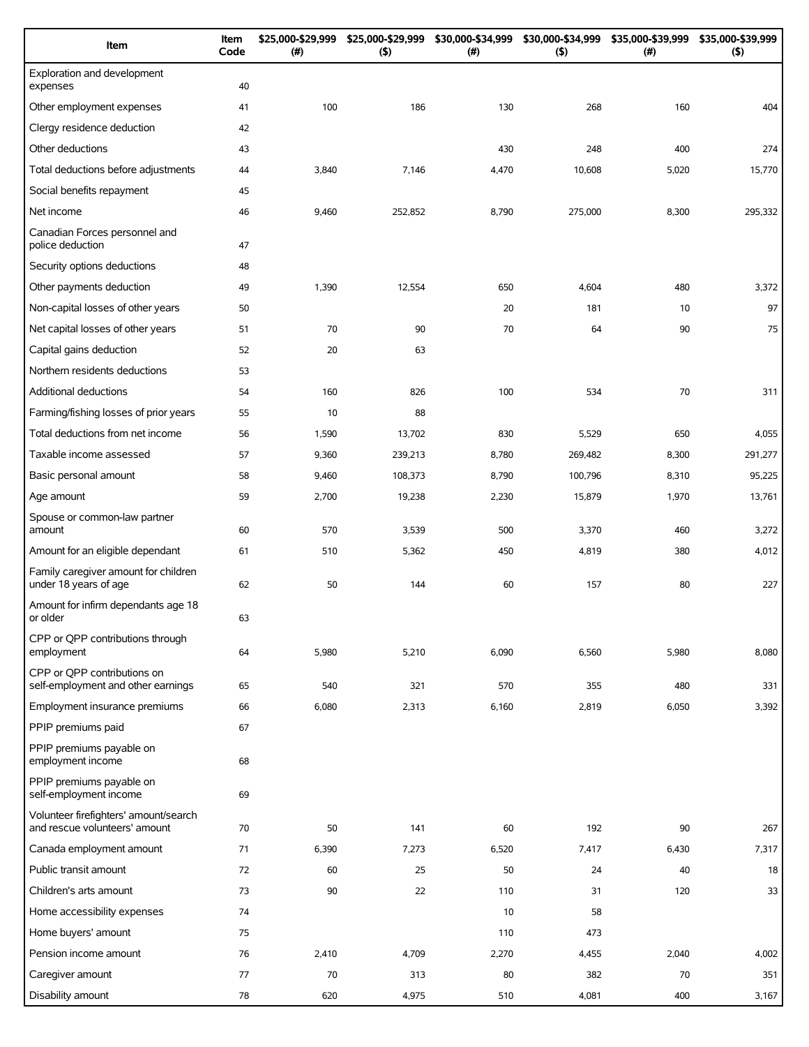| Item | Item Code | $25,000-$29,999 (#) | $25,000-$29,999 ($) | $30,000-$34,999 (#) | $30,000-$34,999 ($) | $35,000-$39,999 (#) | $35,000-$39,999 ($) |
|---|---|---|---|---|---|---|---|
| Exploration and development expenses | 40 | | | | | | |
| Other employment expenses | 41 | 100 | 186 | 130 | 268 | 160 | 404 |
| Clergy residence deduction | 42 | | | | | | |
| Other deductions | 43 | | | 430 | 248 | 400 | 274 |
| Total deductions before adjustments | 44 | 3,840 | 7,146 | 4,470 | 10,608 | 5,020 | 15,770 |
| Social benefits repayment | 45 | | | | | | |
| Net income | 46 | 9,460 | 252,852 | 8,790 | 275,000 | 8,300 | 295,332 |
| Canadian Forces personnel and police deduction | 47 | | | | | | |
| Security options deductions | 48 | | | | | | |
| Other payments deduction | 49 | 1,390 | 12,554 | 650 | 4,604 | 480 | 3,372 |
| Non-capital losses of other years | 50 | | | 20 | 181 | 10 | 97 |
| Net capital losses of other years | 51 | 70 | 90 | 70 | 64 | 90 | 75 |
| Capital gains deduction | 52 | 20 | 63 | | | | |
| Northern residents deductions | 53 | | | | | | |
| Additional deductions | 54 | 160 | 826 | 100 | 534 | 70 | 311 |
| Farming/fishing losses of prior years | 55 | 10 | 88 | | | | |
| Total deductions from net income | 56 | 1,590 | 13,702 | 830 | 5,529 | 650 | 4,055 |
| Taxable income assessed | 57 | 9,360 | 239,213 | 8,780 | 269,482 | 8,300 | 291,277 |
| Basic personal amount | 58 | 9,460 | 108,373 | 8,790 | 100,796 | 8,310 | 95,225 |
| Age amount | 59 | 2,700 | 19,238 | 2,230 | 15,879 | 1,970 | 13,761 |
| Spouse or common-law partner amount | 60 | 570 | 3,539 | 500 | 3,370 | 460 | 3,272 |
| Amount for an eligible dependant | 61 | 510 | 5,362 | 450 | 4,819 | 380 | 4,012 |
| Family caregiver amount for children under 18 years of age | 62 | 50 | 144 | 60 | 157 | 80 | 227 |
| Amount for infirm dependants age 18 or older | 63 | | | | | | |
| CPP or QPP contributions through employment | 64 | 5,980 | 5,210 | 6,090 | 6,560 | 5,980 | 8,080 |
| CPP or QPP contributions on self-employment and other earnings | 65 | 540 | 321 | 570 | 355 | 480 | 331 |
| Employment insurance premiums | 66 | 6,080 | 2,313 | 6,160 | 2,819 | 6,050 | 3,392 |
| PPIP premiums paid | 67 | | | | | | |
| PPIP premiums payable on employment income | 68 | | | | | | |
| PPIP premiums payable on self-employment income | 69 | | | | | | |
| Volunteer firefighters' amount/search and rescue volunteers' amount | 70 | 50 | 141 | 60 | 192 | 90 | 267 |
| Canada employment amount | 71 | 6,390 | 7,273 | 6,520 | 7,417 | 6,430 | 7,317 |
| Public transit amount | 72 | 60 | 25 | 50 | 24 | 40 | 18 |
| Children's arts amount | 73 | 90 | 22 | 110 | 31 | 120 | 33 |
| Home accessibility expenses | 74 | | | 10 | 58 | | |
| Home buyers' amount | 75 | | | 110 | 473 | | |
| Pension income amount | 76 | 2,410 | 4,709 | 2,270 | 4,455 | 2,040 | 4,002 |
| Caregiver amount | 77 | 70 | 313 | 80 | 382 | 70 | 351 |
| Disability amount | 78 | 620 | 4,975 | 510 | 4,081 | 400 | 3,167 |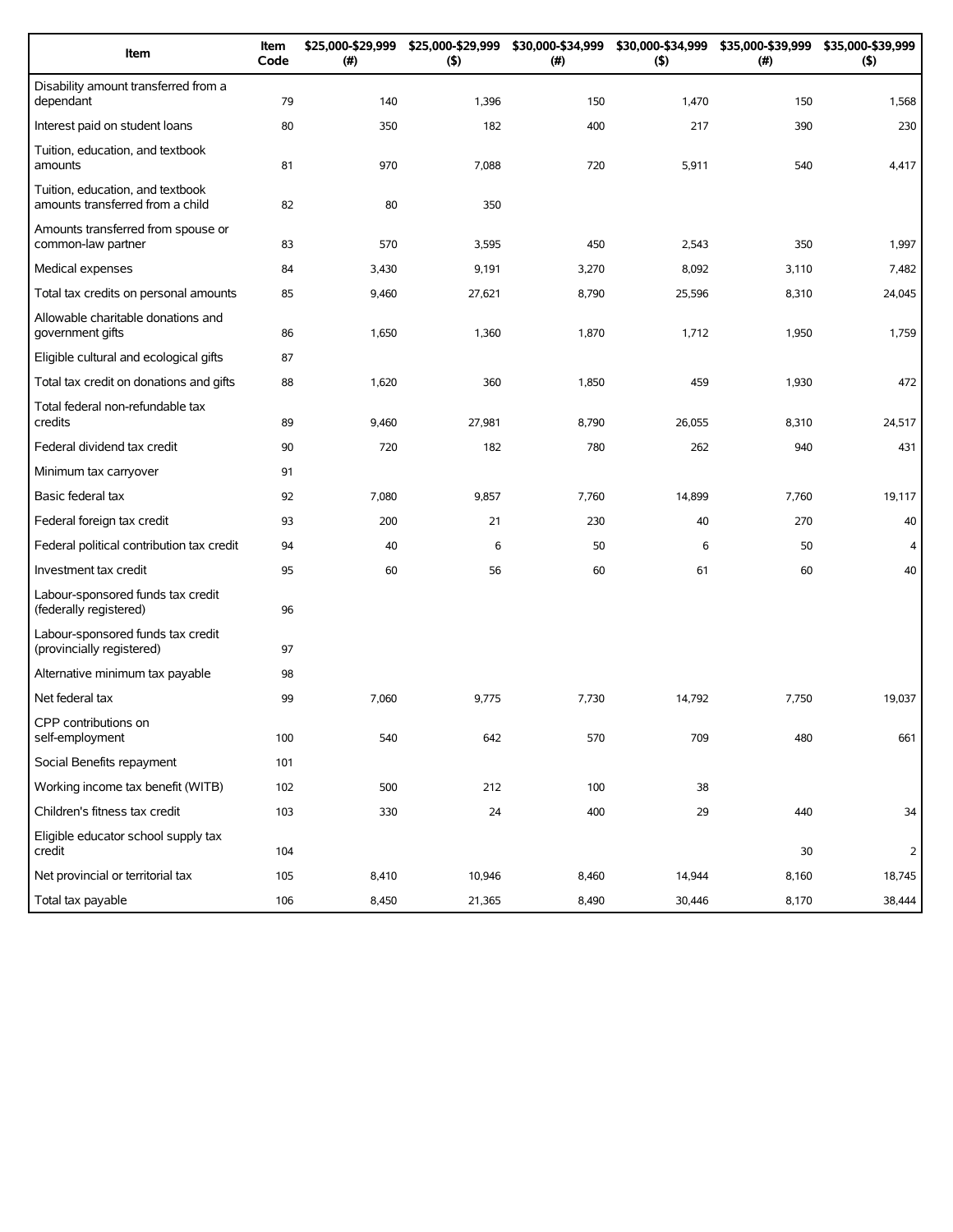| Item | Item Code | $25,000-$29,999 (#) | $25,000-$29,999 ($) | $30,000-$34,999 (#) | $30,000-$34,999 ($) | $35,000-$39,999 (#) | $35,000-$39,999 ($) |
|---|---|---|---|---|---|---|---|
| Disability amount transferred from a dependant | 79 | 140 | 1,396 | 150 | 1,470 | 150 | 1,568 |
| Interest paid on student loans | 80 | 350 | 182 | 400 | 217 | 390 | 230 |
| Tuition, education, and textbook amounts | 81 | 970 | 7,088 | 720 | 5,911 | 540 | 4,417 |
| Tuition, education, and textbook amounts transferred from a child | 82 | 80 | 350 | | | | |
| Amounts transferred from spouse or common-law partner | 83 | 570 | 3,595 | 450 | 2,543 | 350 | 1,997 |
| Medical expenses | 84 | 3,430 | 9,191 | 3,270 | 8,092 | 3,110 | 7,482 |
| Total tax credits on personal amounts | 85 | 9,460 | 27,621 | 8,790 | 25,596 | 8,310 | 24,045 |
| Allowable charitable donations and government gifts | 86 | 1,650 | 1,360 | 1,870 | 1,712 | 1,950 | 1,759 |
| Eligible cultural and ecological gifts | 87 | | | | | | |
| Total tax credit on donations and gifts | 88 | 1,620 | 360 | 1,850 | 459 | 1,930 | 472 |
| Total federal non-refundable tax credits | 89 | 9,460 | 27,981 | 8,790 | 26,055 | 8,310 | 24,517 |
| Federal dividend tax credit | 90 | 720 | 182 | 780 | 262 | 940 | 431 |
| Minimum tax carryover | 91 | | | | | | |
| Basic federal tax | 92 | 7,080 | 9,857 | 7,760 | 14,899 | 7,760 | 19,117 |
| Federal foreign tax credit | 93 | 200 | 21 | 230 | 40 | 270 | 40 |
| Federal political contribution tax credit | 94 | 40 | 6 | 50 | 6 | 50 | 4 |
| Investment tax credit | 95 | 60 | 56 | 60 | 61 | 60 | 40 |
| Labour-sponsored funds tax credit (federally registered) | 96 | | | | | | |
| Labour-sponsored funds tax credit (provincially registered) | 97 | | | | | | |
| Alternative minimum tax payable | 98 | | | | | | |
| Net federal tax | 99 | 7,060 | 9,775 | 7,730 | 14,792 | 7,750 | 19,037 |
| CPP contributions on self-employment | 100 | 540 | 642 | 570 | 709 | 480 | 661 |
| Social Benefits repayment | 101 | | | | | | |
| Working income tax benefit (WITB) | 102 | 500 | 212 | 100 | 38 | | |
| Children's fitness tax credit | 103 | 330 | 24 | 400 | 29 | 440 | 34 |
| Eligible educator school supply tax credit | 104 | | | | | 30 | 2 |
| Net provincial or territorial tax | 105 | 8,410 | 10,946 | 8,460 | 14,944 | 8,160 | 18,745 |
| Total tax payable | 106 | 8,450 | 21,365 | 8,490 | 30,446 | 8,170 | 38,444 |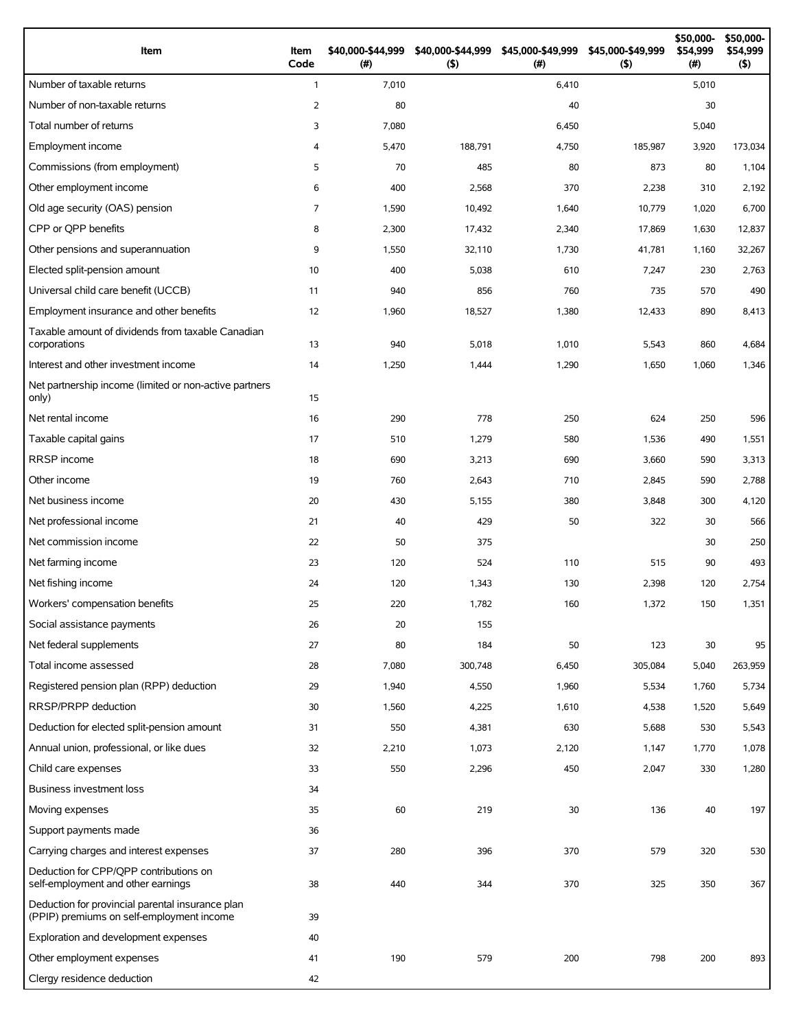| Item | Item Code | $40,000-$44,999 (#) | $40,000-$44,999 ($) | $45,000-$49,999 (#) | $45,000-$49,999 ($) | $50,000-$54,999 (#) | $50,000-$54,999 ($) |
|---|---|---|---|---|---|---|---|
| Number of taxable returns | 1 | 7,010 | | 6,410 | | 5,010 | |
| Number of non-taxable returns | 2 | 80 | | 40 | | 30 | |
| Total number of returns | 3 | 7,080 | | 6,450 | | 5,040 | |
| Employment income | 4 | 5,470 | 188,791 | 4,750 | 185,987 | 3,920 | 173,034 |
| Commissions (from employment) | 5 | 70 | 485 | 80 | 873 | 80 | 1,104 |
| Other employment income | 6 | 400 | 2,568 | 370 | 2,238 | 310 | 2,192 |
| Old age security (OAS) pension | 7 | 1,590 | 10,492 | 1,640 | 10,779 | 1,020 | 6,700 |
| CPP or QPP benefits | 8 | 2,300 | 17,432 | 2,340 | 17,869 | 1,630 | 12,837 |
| Other pensions and superannuation | 9 | 1,550 | 32,110 | 1,730 | 41,781 | 1,160 | 32,267 |
| Elected split-pension amount | 10 | 400 | 5,038 | 610 | 7,247 | 230 | 2,763 |
| Universal child care benefit (UCCB) | 11 | 940 | 856 | 760 | 735 | 570 | 490 |
| Employment insurance and other benefits | 12 | 1,960 | 18,527 | 1,380 | 12,433 | 890 | 8,413 |
| Taxable amount of dividends from taxable Canadian corporations | 13 | 940 | 5,018 | 1,010 | 5,543 | 860 | 4,684 |
| Interest and other investment income | 14 | 1,250 | 1,444 | 1,290 | 1,650 | 1,060 | 1,346 |
| Net partnership income (limited or non-active partners only) | 15 | | | | | | |
| Net rental income | 16 | 290 | 778 | 250 | 624 | 250 | 596 |
| Taxable capital gains | 17 | 510 | 1,279 | 580 | 1,536 | 490 | 1,551 |
| RRSP income | 18 | 690 | 3,213 | 690 | 3,660 | 590 | 3,313 |
| Other income | 19 | 760 | 2,643 | 710 | 2,845 | 590 | 2,788 |
| Net business income | 20 | 430 | 5,155 | 380 | 3,848 | 300 | 4,120 |
| Net professional income | 21 | 40 | 429 | 50 | 322 | 30 | 566 |
| Net commission income | 22 | 50 | 375 | | | 30 | 250 |
| Net farming income | 23 | 120 | 524 | 110 | 515 | 90 | 493 |
| Net fishing income | 24 | 120 | 1,343 | 130 | 2,398 | 120 | 2,754 |
| Workers' compensation benefits | 25 | 220 | 1,782 | 160 | 1,372 | 150 | 1,351 |
| Social assistance payments | 26 | 20 | 155 | | | | |
| Net federal supplements | 27 | 80 | 184 | 50 | 123 | 30 | 95 |
| Total income assessed | 28 | 7,080 | 300,748 | 6,450 | 305,084 | 5,040 | 263,959 |
| Registered pension plan (RPP) deduction | 29 | 1,940 | 4,550 | 1,960 | 5,534 | 1,760 | 5,734 |
| RRSP/PRPP deduction | 30 | 1,560 | 4,225 | 1,610 | 4,538 | 1,520 | 5,649 |
| Deduction for elected split-pension amount | 31 | 550 | 4,381 | 630 | 5,688 | 530 | 5,543 |
| Annual union, professional, or like dues | 32 | 2,210 | 1,073 | 2,120 | 1,147 | 1,770 | 1,078 |
| Child care expenses | 33 | 550 | 2,296 | 450 | 2,047 | 330 | 1,280 |
| Business investment loss | 34 | | | | | | |
| Moving expenses | 35 | 60 | 219 | 30 | 136 | 40 | 197 |
| Support payments made | 36 | | | | | | |
| Carrying charges and interest expenses | 37 | 280 | 396 | 370 | 579 | 320 | 530 |
| Deduction for CPP/QPP contributions on self-employment and other earnings | 38 | 440 | 344 | 370 | 325 | 350 | 367 |
| Deduction for provincial parental insurance plan (PPIP) premiums on self-employment income | 39 | | | | | | |
| Exploration and development expenses | 40 | | | | | | |
| Other employment expenses | 41 | 190 | 579 | 200 | 798 | 200 | 893 |
| Clergy residence deduction | 42 | | | | | | |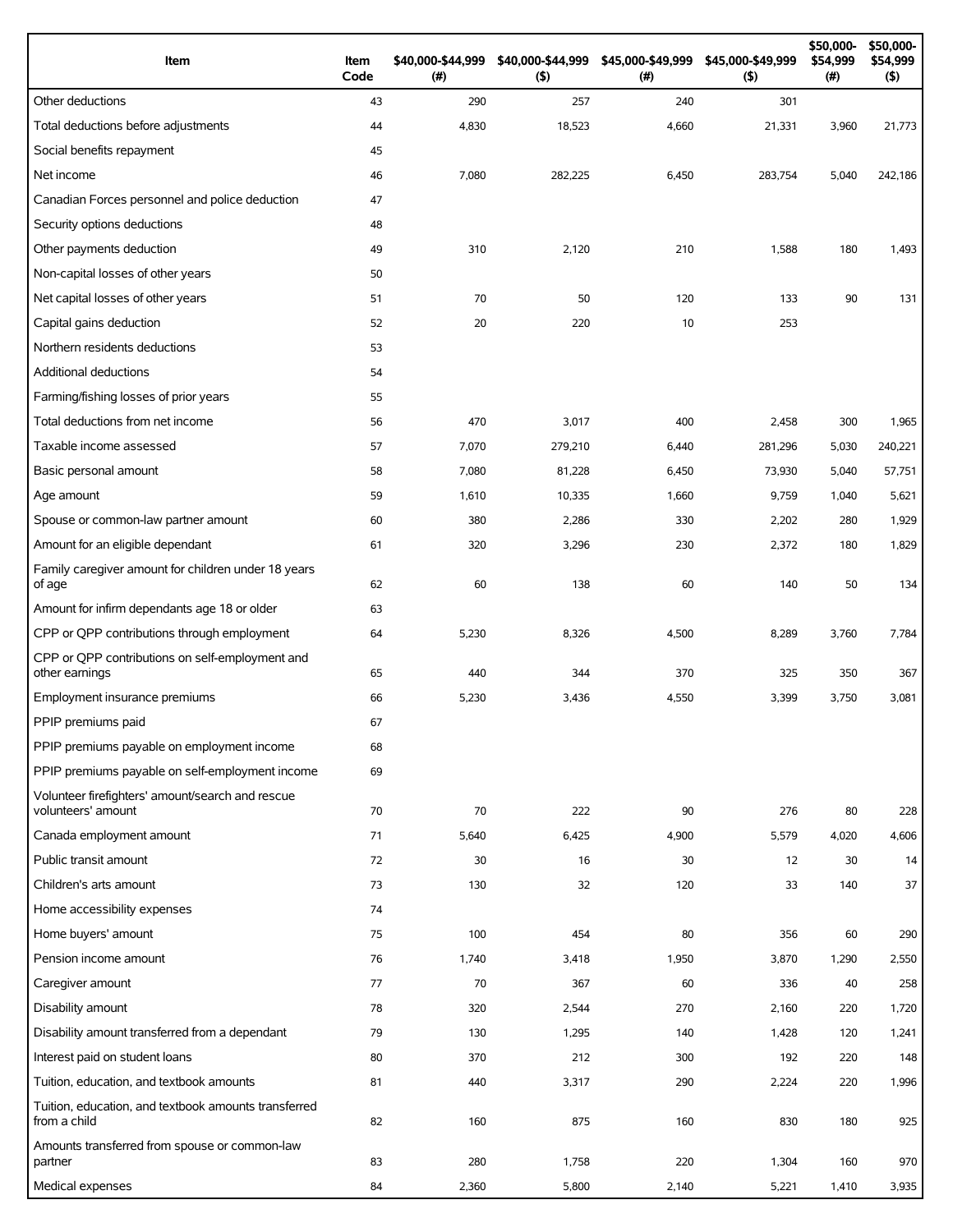| Item | Item Code | $40,000-$44,999 (#) | $40,000-$44,999 ($) | $45,000-$49,999 (#) | $45,000-$49,999 ($) | $50,000-$54,999 (#) | $50,000-$54,999 ($) |
|---|---|---|---|---|---|---|---|
| Other deductions | 43 | 290 | 257 | 240 | 301 | | |
| Total deductions before adjustments | 44 | 4,830 | 18,523 | 4,660 | 21,331 | 3,960 | 21,773 |
| Social benefits repayment | 45 | | | | | | |
| Net income | 46 | 7,080 | 282,225 | 6,450 | 283,754 | 5,040 | 242,186 |
| Canadian Forces personnel and police deduction | 47 | | | | | | |
| Security options deductions | 48 | | | | | | |
| Other payments deduction | 49 | 310 | 2,120 | 210 | 1,588 | 180 | 1,493 |
| Non-capital losses of other years | 50 | | | | | | |
| Net capital losses of other years | 51 | 70 | 50 | 120 | 133 | 90 | 131 |
| Capital gains deduction | 52 | 20 | 220 | 10 | 253 | | |
| Northern residents deductions | 53 | | | | | | |
| Additional deductions | 54 | | | | | | |
| Farming/fishing losses of prior years | 55 | | | | | | |
| Total deductions from net income | 56 | 470 | 3,017 | 400 | 2,458 | 300 | 1,965 |
| Taxable income assessed | 57 | 7,070 | 279,210 | 6,440 | 281,296 | 5,030 | 240,221 |
| Basic personal amount | 58 | 7,080 | 81,228 | 6,450 | 73,930 | 5,040 | 57,751 |
| Age amount | 59 | 1,610 | 10,335 | 1,660 | 9,759 | 1,040 | 5,621 |
| Spouse or common-law partner amount | 60 | 380 | 2,286 | 330 | 2,202 | 280 | 1,929 |
| Amount for an eligible dependant | 61 | 320 | 3,296 | 230 | 2,372 | 180 | 1,829 |
| Family caregiver amount for children under 18 years of age | 62 | 60 | 138 | 60 | 140 | 50 | 134 |
| Amount for infirm dependants age 18 or older | 63 | | | | | | |
| CPP or QPP contributions through employment | 64 | 5,230 | 8,326 | 4,500 | 8,289 | 3,760 | 7,784 |
| CPP or QPP contributions on self-employment and other earnings | 65 | 440 | 344 | 370 | 325 | 350 | 367 |
| Employment insurance premiums | 66 | 5,230 | 3,436 | 4,550 | 3,399 | 3,750 | 3,081 |
| PPIP premiums paid | 67 | | | | | | |
| PPIP premiums payable on employment income | 68 | | | | | | |
| PPIP premiums payable on self-employment income | 69 | | | | | | |
| Volunteer firefighters' amount/search and rescue volunteers' amount | 70 | 70 | 222 | 90 | 276 | 80 | 228 |
| Canada employment amount | 71 | 5,640 | 6,425 | 4,900 | 5,579 | 4,020 | 4,606 |
| Public transit amount | 72 | 30 | 16 | 30 | 12 | 30 | 14 |
| Children's arts amount | 73 | 130 | 32 | 120 | 33 | 140 | 37 |
| Home accessibility expenses | 74 | | | | | | |
| Home buyers' amount | 75 | 100 | 454 | 80 | 356 | 60 | 290 |
| Pension income amount | 76 | 1,740 | 3,418 | 1,950 | 3,870 | 1,290 | 2,550 |
| Caregiver amount | 77 | 70 | 367 | 60 | 336 | 40 | 258 |
| Disability amount | 78 | 320 | 2,544 | 270 | 2,160 | 220 | 1,720 |
| Disability amount transferred from a dependant | 79 | 130 | 1,295 | 140 | 1,428 | 120 | 1,241 |
| Interest paid on student loans | 80 | 370 | 212 | 300 | 192 | 220 | 148 |
| Tuition, education, and textbook amounts | 81 | 440 | 3,317 | 290 | 2,224 | 220 | 1,996 |
| Tuition, education, and textbook amounts transferred from a child | 82 | 160 | 875 | 160 | 830 | 180 | 925 |
| Amounts transferred from spouse or common-law partner | 83 | 280 | 1,758 | 220 | 1,304 | 160 | 970 |
| Medical expenses | 84 | 2,360 | 5,800 | 2,140 | 5,221 | 1,410 | 3,935 |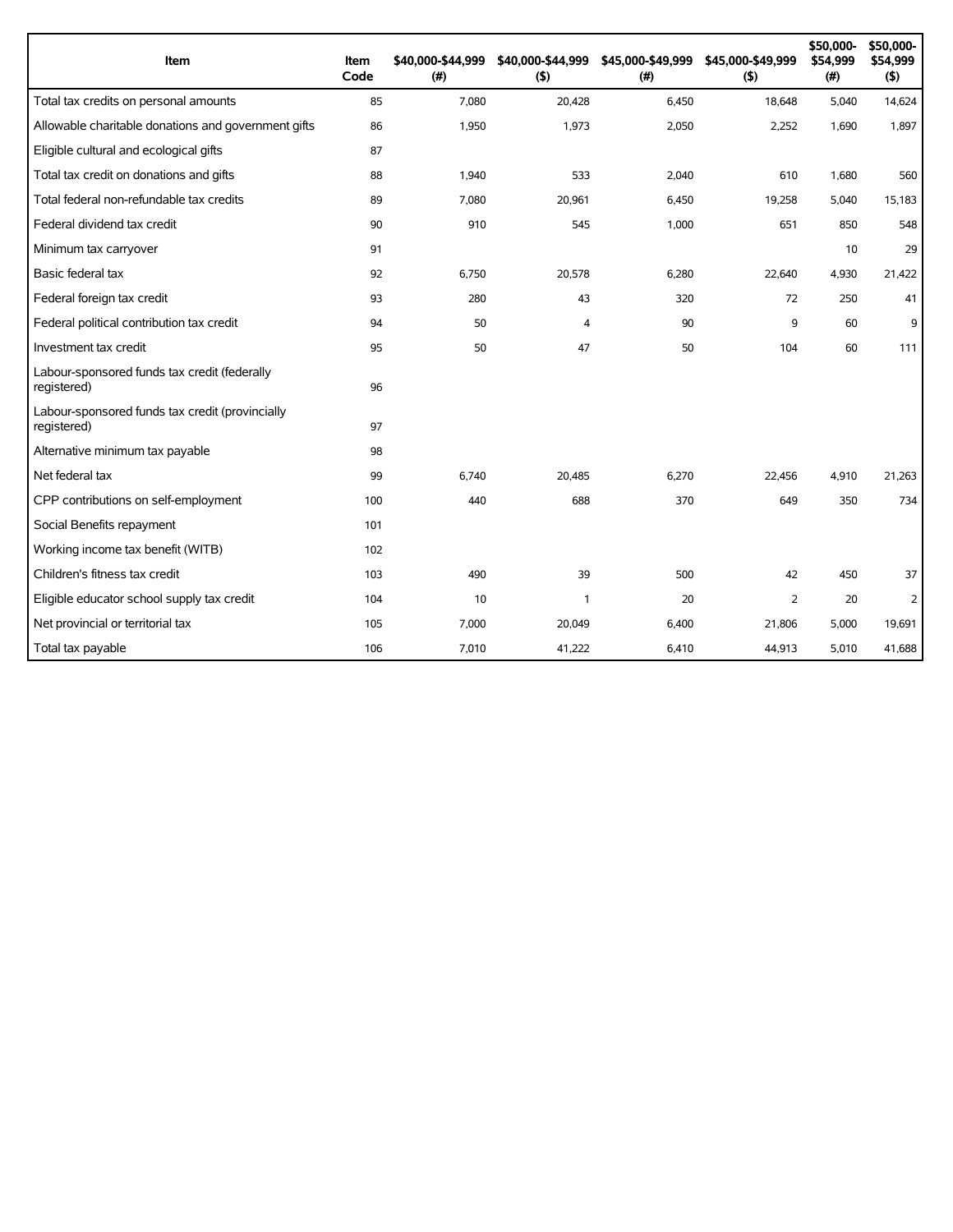| Item | Item Code | $40,000-$44,999 (#) | $40,000-$44,999 ($) | $45,000-$49,999 (#) | $45,000-$49,999 ($) | $50,000-$54,999 (#) | $50,000-$54,999 ($) |
|---|---|---|---|---|---|---|---|
| Total tax credits on personal amounts | 85 | 7,080 | 20,428 | 6,450 | 18,648 | 5,040 | 14,624 |
| Allowable charitable donations and government gifts | 86 | 1,950 | 1,973 | 2,050 | 2,252 | 1,690 | 1,897 |
| Eligible cultural and ecological gifts | 87 | | | | | | |
| Total tax credit on donations and gifts | 88 | 1,940 | 533 | 2,040 | 610 | 1,680 | 560 |
| Total federal non-refundable tax credits | 89 | 7,080 | 20,961 | 6,450 | 19,258 | 5,040 | 15,183 |
| Federal dividend tax credit | 90 | 910 | 545 | 1,000 | 651 | 850 | 548 |
| Minimum tax carryover | 91 | | | | | 10 | 29 |
| Basic federal tax | 92 | 6,750 | 20,578 | 6,280 | 22,640 | 4,930 | 21,422 |
| Federal foreign tax credit | 93 | 280 | 43 | 320 | 72 | 250 | 41 |
| Federal political contribution tax credit | 94 | 50 | 4 | 90 | 9 | 60 | 9 |
| Investment tax credit | 95 | 50 | 47 | 50 | 104 | 60 | 111 |
| Labour-sponsored funds tax credit (federally registered) | 96 | | | | | | |
| Labour-sponsored funds tax credit (provincially registered) | 97 | | | | | | |
| Alternative minimum tax payable | 98 | | | | | | |
| Net federal tax | 99 | 6,740 | 20,485 | 6,270 | 22,456 | 4,910 | 21,263 |
| CPP contributions on self-employment | 100 | 440 | 688 | 370 | 649 | 350 | 734 |
| Social Benefits repayment | 101 | | | | | | |
| Working income tax benefit (WITB) | 102 | | | | | | |
| Children's fitness tax credit | 103 | 490 | 39 | 500 | 42 | 450 | 37 |
| Eligible educator school supply tax credit | 104 | 10 | 1 | 20 | 2 | 20 | 2 |
| Net provincial or territorial tax | 105 | 7,000 | 20,049 | 6,400 | 21,806 | 5,000 | 19,691 |
| Total tax payable | 106 | 7,010 | 41,222 | 6,410 | 44,913 | 5,010 | 41,688 |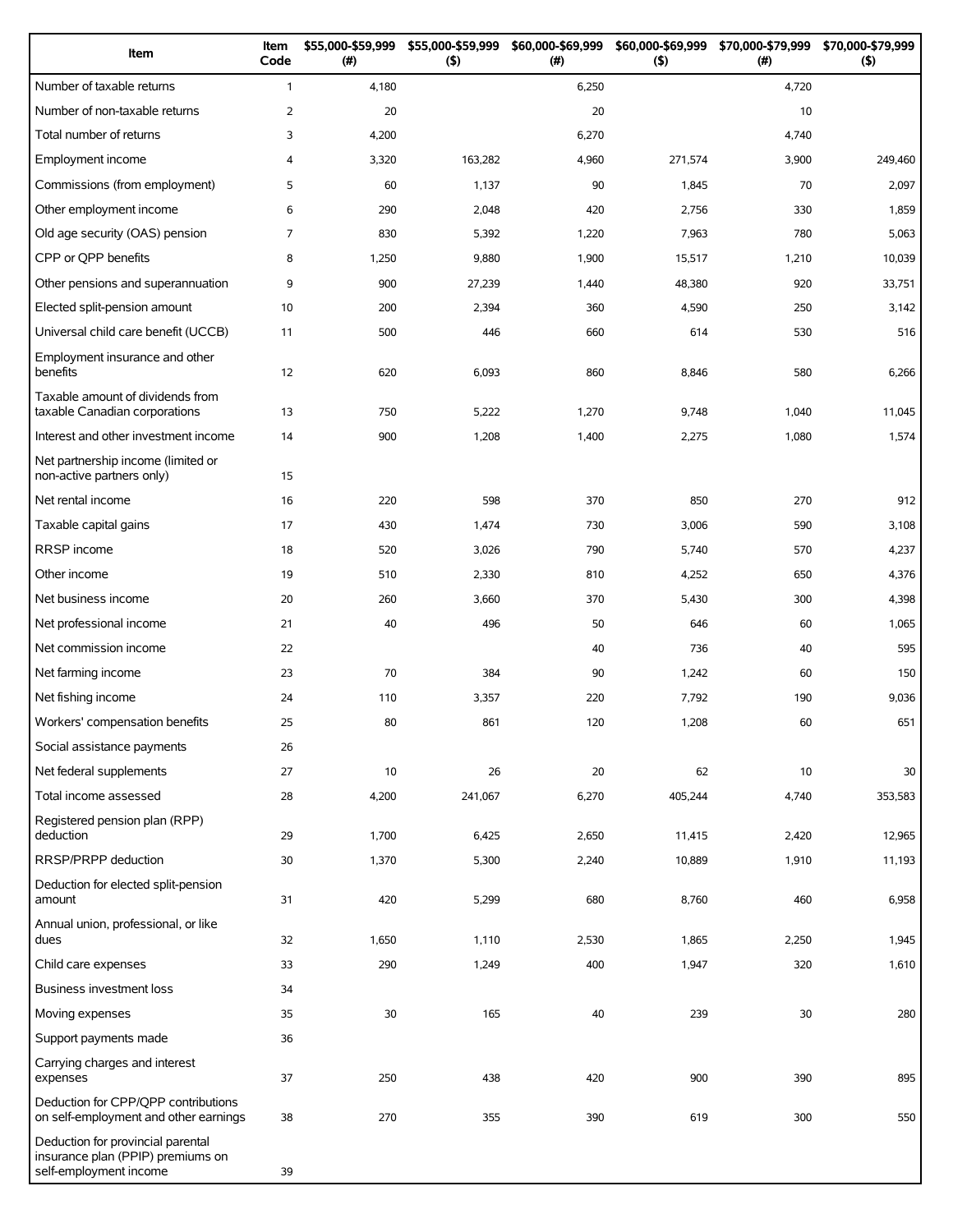| Item | Item Code | $55,000-$59,999 (#) | $55,000-$59,999 ($) | $60,000-$69,999 (#) | $60,000-$69,999 ($) | $70,000-$79,999 (#) | $70,000-$79,999 ($) |
|---|---|---|---|---|---|---|---|
| Number of taxable returns | 1 | 4,180 | | 6,250 | | 4,720 | |
| Number of non-taxable returns | 2 | 20 | | 20 | | 10 | |
| Total number of returns | 3 | 4,200 | | 6,270 | | 4,740 | |
| Employment income | 4 | 3,320 | 163,282 | 4,960 | 271,574 | 3,900 | 249,460 |
| Commissions (from employment) | 5 | 60 | 1,137 | 90 | 1,845 | 70 | 2,097 |
| Other employment income | 6 | 290 | 2,048 | 420 | 2,756 | 330 | 1,859 |
| Old age security (OAS) pension | 7 | 830 | 5,392 | 1,220 | 7,963 | 780 | 5,063 |
| CPP or QPP benefits | 8 | 1,250 | 9,880 | 1,900 | 15,517 | 1,210 | 10,039 |
| Other pensions and superannuation | 9 | 900 | 27,239 | 1,440 | 48,380 | 920 | 33,751 |
| Elected split-pension amount | 10 | 200 | 2,394 | 360 | 4,590 | 250 | 3,142 |
| Universal child care benefit (UCCB) | 11 | 500 | 446 | 660 | 614 | 530 | 516 |
| Employment insurance and other benefits | 12 | 620 | 6,093 | 860 | 8,846 | 580 | 6,266 |
| Taxable amount of dividends from taxable Canadian corporations | 13 | 750 | 5,222 | 1,270 | 9,748 | 1,040 | 11,045 |
| Interest and other investment income | 14 | 900 | 1,208 | 1,400 | 2,275 | 1,080 | 1,574 |
| Net partnership income (limited or non-active partners only) | 15 | | | | | | |
| Net rental income | 16 | 220 | 598 | 370 | 850 | 270 | 912 |
| Taxable capital gains | 17 | 430 | 1,474 | 730 | 3,006 | 590 | 3,108 |
| RRSP income | 18 | 520 | 3,026 | 790 | 5,740 | 570 | 4,237 |
| Other income | 19 | 510 | 2,330 | 810 | 4,252 | 650 | 4,376 |
| Net business income | 20 | 260 | 3,660 | 370 | 5,430 | 300 | 4,398 |
| Net professional income | 21 | 40 | 496 | 50 | 646 | 60 | 1,065 |
| Net commission income | 22 | | | 40 | 736 | 40 | 595 |
| Net farming income | 23 | 70 | 384 | 90 | 1,242 | 60 | 150 |
| Net fishing income | 24 | 110 | 3,357 | 220 | 7,792 | 190 | 9,036 |
| Workers' compensation benefits | 25 | 80 | 861 | 120 | 1,208 | 60 | 651 |
| Social assistance payments | 26 | | | | | | |
| Net federal supplements | 27 | 10 | 26 | 20 | 62 | 10 | 30 |
| Total income assessed | 28 | 4,200 | 241,067 | 6,270 | 405,244 | 4,740 | 353,583 |
| Registered pension plan (RPP) deduction | 29 | 1,700 | 6,425 | 2,650 | 11,415 | 2,420 | 12,965 |
| RRSP/PRPP deduction | 30 | 1,370 | 5,300 | 2,240 | 10,889 | 1,910 | 11,193 |
| Deduction for elected split-pension amount | 31 | 420 | 5,299 | 680 | 8,760 | 460 | 6,958 |
| Annual union, professional, or like dues | 32 | 1,650 | 1,110 | 2,530 | 1,865 | 2,250 | 1,945 |
| Child care expenses | 33 | 290 | 1,249 | 400 | 1,947 | 320 | 1,610 |
| Business investment loss | 34 | | | | | | |
| Moving expenses | 35 | 30 | 165 | 40 | 239 | 30 | 280 |
| Support payments made | 36 | | | | | | |
| Carrying charges and interest expenses | 37 | 250 | 438 | 420 | 900 | 390 | 895 |
| Deduction for CPP/QPP contributions on self-employment and other earnings | 38 | 270 | 355 | 390 | 619 | 300 | 550 |
| Deduction for provincial parental insurance plan (PPIP) premiums on self-employment income | 39 | | | | | | |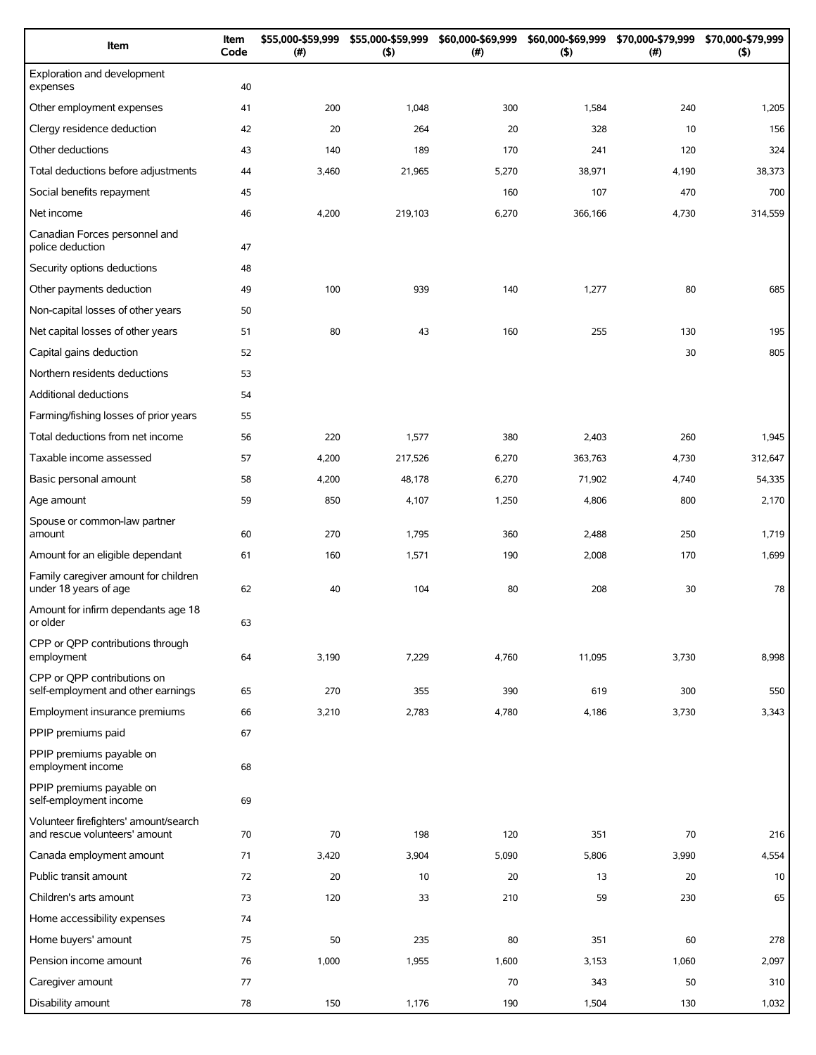| Item | Item Code | $55,000-$59,999 (#) | $55,000-$59,999 ($) | $60,000-$69,999 (#) | $60,000-$69,999 ($) | $70,000-$79,999 (#) | $70,000-$79,999 ($) |
|---|---|---|---|---|---|---|---|
| Exploration and development expenses | 40 | | | | | | |
| Other employment expenses | 41 | 200 | 1,048 | 300 | 1,584 | 240 | 1,205 |
| Clergy residence deduction | 42 | 20 | 264 | 20 | 328 | 10 | 156 |
| Other deductions | 43 | 140 | 189 | 170 | 241 | 120 | 324 |
| Total deductions before adjustments | 44 | 3,460 | 21,965 | 5,270 | 38,971 | 4,190 | 38,373 |
| Social benefits repayment | 45 | | | 160 | 107 | 470 | 700 |
| Net income | 46 | 4,200 | 219,103 | 6,270 | 366,166 | 4,730 | 314,559 |
| Canadian Forces personnel and police deduction | 47 | | | | | | |
| Security options deductions | 48 | | | | | | |
| Other payments deduction | 49 | 100 | 939 | 140 | 1,277 | 80 | 685 |
| Non-capital losses of other years | 50 | | | | | | |
| Net capital losses of other years | 51 | 80 | 43 | 160 | 255 | 130 | 195 |
| Capital gains deduction | 52 | | | | | 30 | 805 |
| Northern residents deductions | 53 | | | | | | |
| Additional deductions | 54 | | | | | | |
| Farming/fishing losses of prior years | 55 | | | | | | |
| Total deductions from net income | 56 | 220 | 1,577 | 380 | 2,403 | 260 | 1,945 |
| Taxable income assessed | 57 | 4,200 | 217,526 | 6,270 | 363,763 | 4,730 | 312,647 |
| Basic personal amount | 58 | 4,200 | 48,178 | 6,270 | 71,902 | 4,740 | 54,335 |
| Age amount | 59 | 850 | 4,107 | 1,250 | 4,806 | 800 | 2,170 |
| Spouse or common-law partner amount | 60 | 270 | 1,795 | 360 | 2,488 | 250 | 1,719 |
| Amount for an eligible dependant | 61 | 160 | 1,571 | 190 | 2,008 | 170 | 1,699 |
| Family caregiver amount for children under 18 years of age | 62 | 40 | 104 | 80 | 208 | 30 | 78 |
| Amount for infirm dependants age 18 or older | 63 | | | | | | |
| CPP or QPP contributions through employment | 64 | 3,190 | 7,229 | 4,760 | 11,095 | 3,730 | 8,998 |
| CPP or QPP contributions on self-employment and other earnings | 65 | 270 | 355 | 390 | 619 | 300 | 550 |
| Employment insurance premiums | 66 | 3,210 | 2,783 | 4,780 | 4,186 | 3,730 | 3,343 |
| PPIP premiums paid | 67 | | | | | | |
| PPIP premiums payable on employment income | 68 | | | | | | |
| PPIP premiums payable on self-employment income | 69 | | | | | | |
| Volunteer firefighters' amount/search and rescue volunteers' amount | 70 | 70 | 198 | 120 | 351 | 70 | 216 |
| Canada employment amount | 71 | 3,420 | 3,904 | 5,090 | 5,806 | 3,990 | 4,554 |
| Public transit amount | 72 | 20 | 10 | 20 | 13 | 20 | 10 |
| Children's arts amount | 73 | 120 | 33 | 210 | 59 | 230 | 65 |
| Home accessibility expenses | 74 | | | | | | |
| Home buyers' amount | 75 | 50 | 235 | 80 | 351 | 60 | 278 |
| Pension income amount | 76 | 1,000 | 1,955 | 1,600 | 3,153 | 1,060 | 2,097 |
| Caregiver amount | 77 | | | 70 | 343 | 50 | 310 |
| Disability amount | 78 | 150 | 1,176 | 190 | 1,504 | 130 | 1,032 |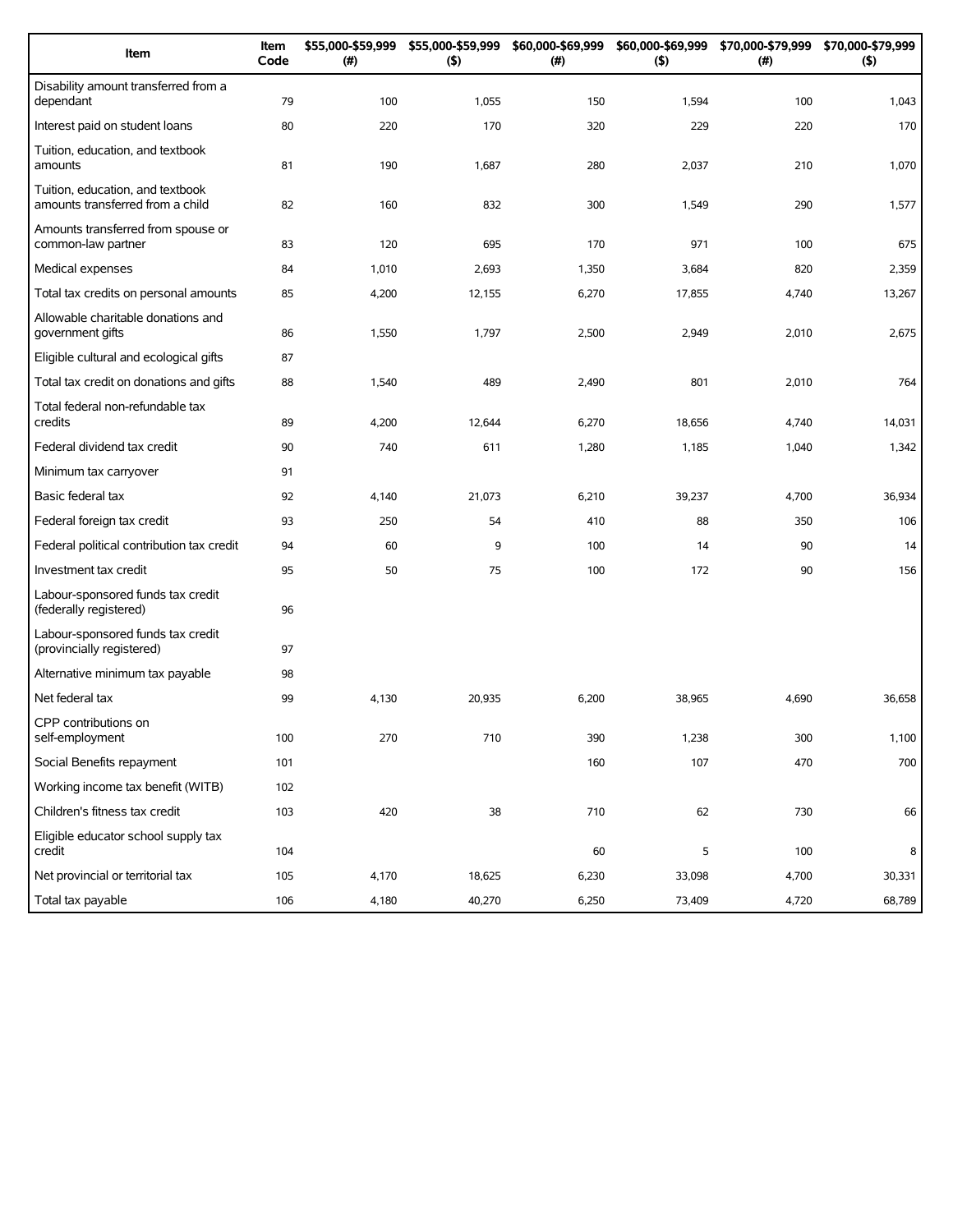| Item | Item Code | $55,000-$59,999 (#) | $55,000-$59,999 ($) | $60,000-$69,999 (#) | $60,000-$69,999 ($) | $70,000-$79,999 (#) | $70,000-$79,999 ($) |
|---|---|---|---|---|---|---|---|
| Disability amount transferred from a dependant | 79 | 100 | 1,055 | 150 | 1,594 | 100 | 1,043 |
| Interest paid on student loans | 80 | 220 | 170 | 320 | 229 | 220 | 170 |
| Tuition, education, and textbook amounts | 81 | 190 | 1,687 | 280 | 2,037 | 210 | 1,070 |
| Tuition, education, and textbook amounts transferred from a child | 82 | 160 | 832 | 300 | 1,549 | 290 | 1,577 |
| Amounts transferred from spouse or common-law partner | 83 | 120 | 695 | 170 | 971 | 100 | 675 |
| Medical expenses | 84 | 1,010 | 2,693 | 1,350 | 3,684 | 820 | 2,359 |
| Total tax credits on personal amounts | 85 | 4,200 | 12,155 | 6,270 | 17,855 | 4,740 | 13,267 |
| Allowable charitable donations and government gifts | 86 | 1,550 | 1,797 | 2,500 | 2,949 | 2,010 | 2,675 |
| Eligible cultural and ecological gifts | 87 | | | | | | |
| Total tax credit on donations and gifts | 88 | 1,540 | 489 | 2,490 | 801 | 2,010 | 764 |
| Total federal non-refundable tax credits | 89 | 4,200 | 12,644 | 6,270 | 18,656 | 4,740 | 14,031 |
| Federal dividend tax credit | 90 | 740 | 611 | 1,280 | 1,185 | 1,040 | 1,342 |
| Minimum tax carryover | 91 | | | | | | |
| Basic federal tax | 92 | 4,140 | 21,073 | 6,210 | 39,237 | 4,700 | 36,934 |
| Federal foreign tax credit | 93 | 250 | 54 | 410 | 88 | 350 | 106 |
| Federal political contribution tax credit | 94 | 60 | 9 | 100 | 14 | 90 | 14 |
| Investment tax credit | 95 | 50 | 75 | 100 | 172 | 90 | 156 |
| Labour-sponsored funds tax credit (federally registered) | 96 | | | | | | |
| Labour-sponsored funds tax credit (provincially registered) | 97 | | | | | | |
| Alternative minimum tax payable | 98 | | | | | | |
| Net federal tax | 99 | 4,130 | 20,935 | 6,200 | 38,965 | 4,690 | 36,658 |
| CPP contributions on self-employment | 100 | 270 | 710 | 390 | 1,238 | 300 | 1,100 |
| Social Benefits repayment | 101 | | | 160 | 107 | 470 | 700 |
| Working income tax benefit (WITB) | 102 | | | | | | |
| Children's fitness tax credit | 103 | 420 | 38 | 710 | 62 | 730 | 66 |
| Eligible educator school supply tax credit | 104 | | | 60 | 5 | 100 | 8 |
| Net provincial or territorial tax | 105 | 4,170 | 18,625 | 6,230 | 33,098 | 4,700 | 30,331 |
| Total tax payable | 106 | 4,180 | 40,270 | 6,250 | 73,409 | 4,720 | 68,789 |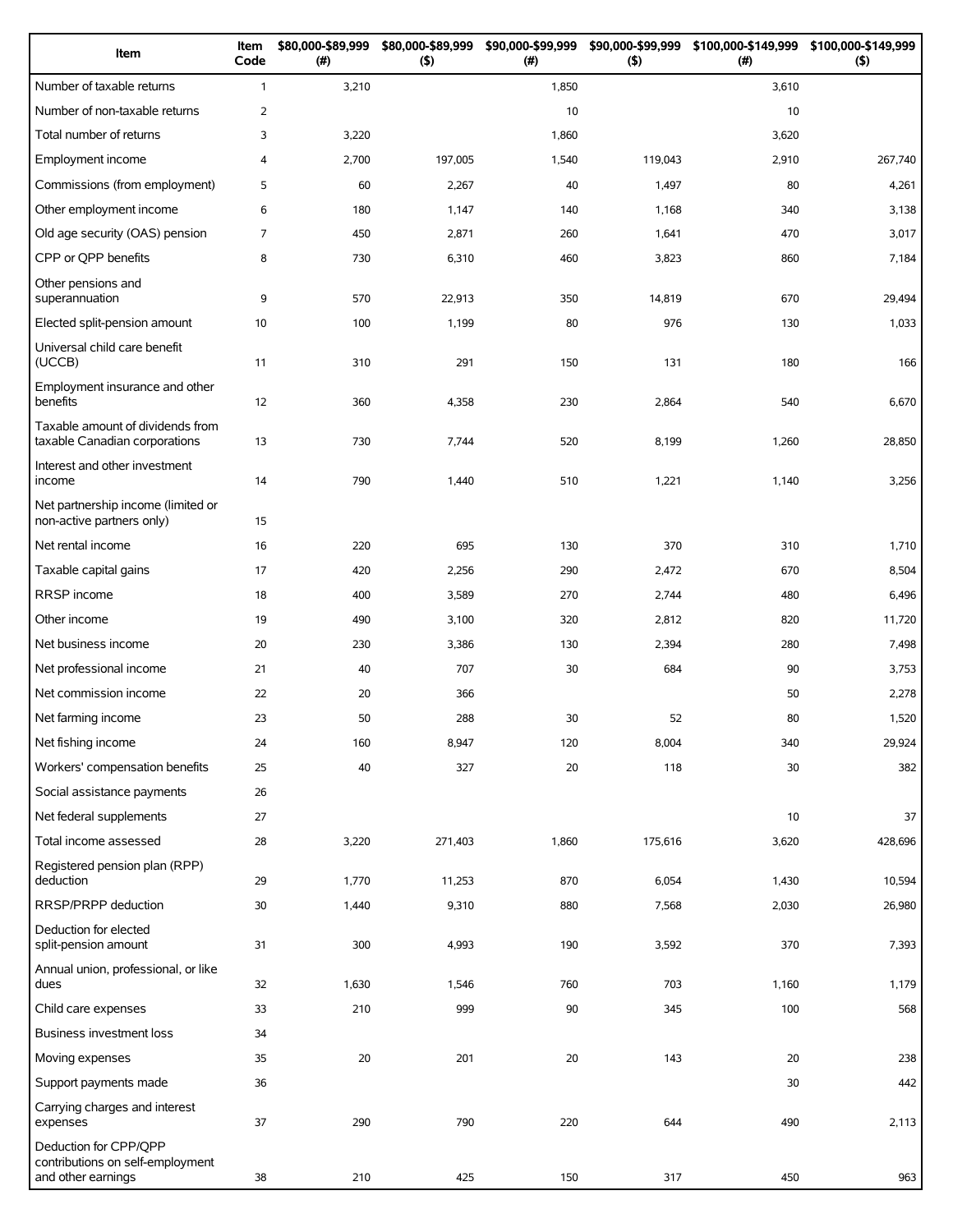| Item | Item Code | $80,000-$89,999 (#) | $80,000-$89,999 ($) | $90,000-$99,999 (#) | $90,000-$99,999 ($) | $100,000-$149,999 (#) | $100,000-$149,999 ($) |
|---|---|---|---|---|---|---|---|
| Number of taxable returns | 1 | 3,210 | | 1,850 | | 3,610 | |
| Number of non-taxable returns | 2 | | | 10 | | 10 | |
| Total number of returns | 3 | 3,220 | | 1,860 | | 3,620 | |
| Employment income | 4 | 2,700 | 197,005 | 1,540 | 119,043 | 2,910 | 267,740 |
| Commissions (from employment) | 5 | 60 | 2,267 | 40 | 1,497 | 80 | 4,261 |
| Other employment income | 6 | 180 | 1,147 | 140 | 1,168 | 340 | 3,138 |
| Old age security (OAS) pension | 7 | 450 | 2,871 | 260 | 1,641 | 470 | 3,017 |
| CPP or QPP benefits | 8 | 730 | 6,310 | 460 | 3,823 | 860 | 7,184 |
| Other pensions and superannuation | 9 | 570 | 22,913 | 350 | 14,819 | 670 | 29,494 |
| Elected split-pension amount | 10 | 100 | 1,199 | 80 | 976 | 130 | 1,033 |
| Universal child care benefit (UCCB) | 11 | 310 | 291 | 150 | 131 | 180 | 166 |
| Employment insurance and other benefits | 12 | 360 | 4,358 | 230 | 2,864 | 540 | 6,670 |
| Taxable amount of dividends from taxable Canadian corporations | 13 | 730 | 7,744 | 520 | 8,199 | 1,260 | 28,850 |
| Interest and other investment income | 14 | 790 | 1,440 | 510 | 1,221 | 1,140 | 3,256 |
| Net partnership income (limited or non-active partners only) | 15 | | | | | | |
| Net rental income | 16 | 220 | 695 | 130 | 370 | 310 | 1,710 |
| Taxable capital gains | 17 | 420 | 2,256 | 290 | 2,472 | 670 | 8,504 |
| RRSP income | 18 | 400 | 3,589 | 270 | 2,744 | 480 | 6,496 |
| Other income | 19 | 490 | 3,100 | 320 | 2,812 | 820 | 11,720 |
| Net business income | 20 | 230 | 3,386 | 130 | 2,394 | 280 | 7,498 |
| Net professional income | 21 | 40 | 707 | 30 | 684 | 90 | 3,753 |
| Net commission income | 22 | 20 | 366 | | | 50 | 2,278 |
| Net farming income | 23 | 50 | 288 | 30 | 52 | 80 | 1,520 |
| Net fishing income | 24 | 160 | 8,947 | 120 | 8,004 | 340 | 29,924 |
| Workers' compensation benefits | 25 | 40 | 327 | 20 | 118 | 30 | 382 |
| Social assistance payments | 26 | | | | | | |
| Net federal supplements | 27 | | | | | 10 | 37 |
| Total income assessed | 28 | 3,220 | 271,403 | 1,860 | 175,616 | 3,620 | 428,696 |
| Registered pension plan (RPP) deduction | 29 | 1,770 | 11,253 | 870 | 6,054 | 1,430 | 10,594 |
| RRSP/PRPP deduction | 30 | 1,440 | 9,310 | 880 | 7,568 | 2,030 | 26,980 |
| Deduction for elected split-pension amount | 31 | 300 | 4,993 | 190 | 3,592 | 370 | 7,393 |
| Annual union, professional, or like dues | 32 | 1,630 | 1,546 | 760 | 703 | 1,160 | 1,179 |
| Child care expenses | 33 | 210 | 999 | 90 | 345 | 100 | 568 |
| Business investment loss | 34 | | | | | | |
| Moving expenses | 35 | 20 | 201 | 20 | 143 | 20 | 238 |
| Support payments made | 36 | | | | | 30 | 442 |
| Carrying charges and interest expenses | 37 | 290 | 790 | 220 | 644 | 490 | 2,113 |
| Deduction for CPP/QPP contributions on self-employment and other earnings | 38 | 210 | 425 | 150 | 317 | 450 | 963 |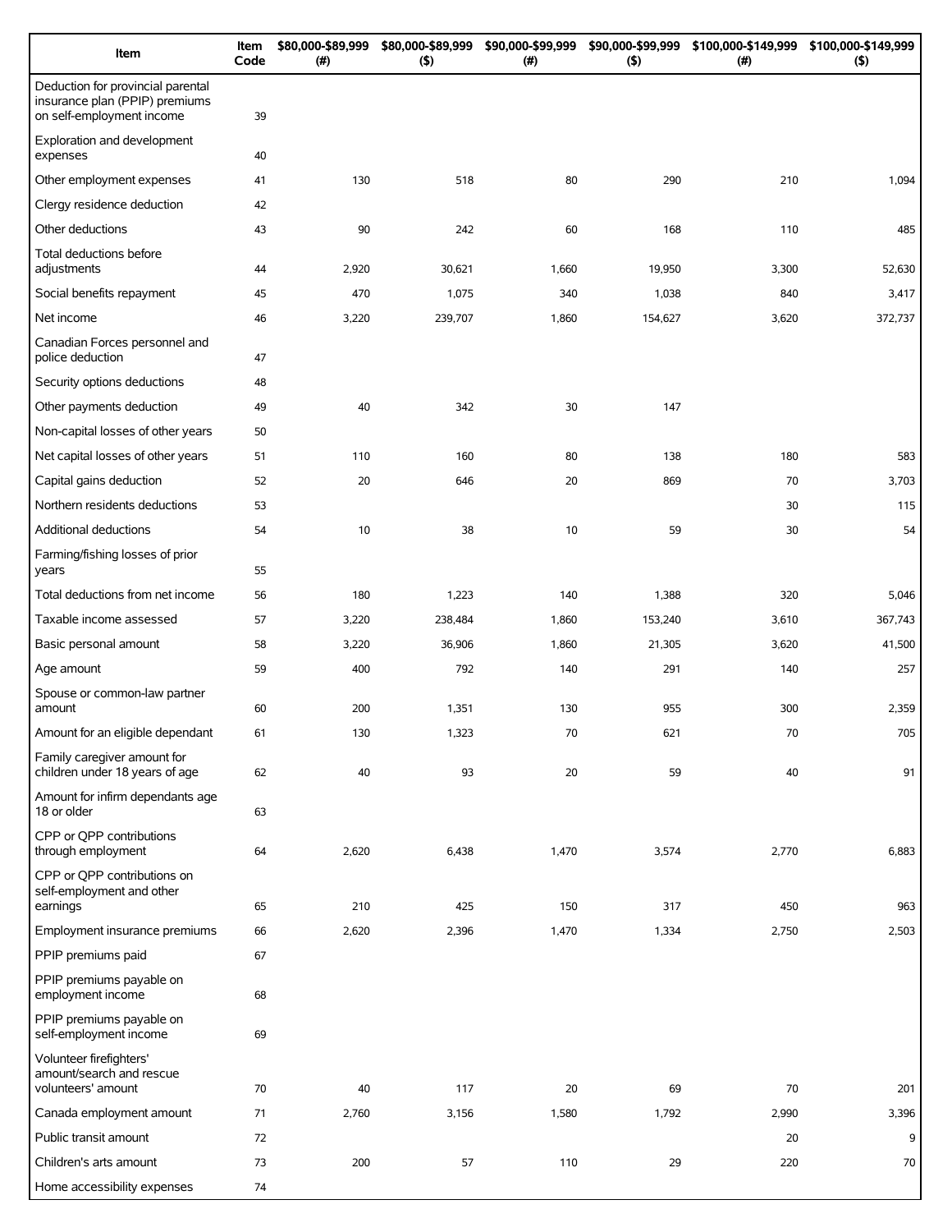| Item | Item Code | $80,000-$89,999 (#) | $80,000-$89,999 ($) | $90,000-$99,999 (#) | $90,000-$99,999 ($) | $100,000-$149,999 (#) | $100,000-$149,999 ($) |
|---|---|---|---|---|---|---|---|
| Deduction for provincial parental insurance plan (PPIP) premiums on self-employment income | 39 | | | | | | |
| Exploration and development expenses | 40 | | | | | | |
| Other employment expenses | 41 | 130 | 518 | 80 | 290 | 210 | 1,094 |
| Clergy residence deduction | 42 | | | | | | |
| Other deductions | 43 | 90 | 242 | 60 | 168 | 110 | 485 |
| Total deductions before adjustments | 44 | 2,920 | 30,621 | 1,660 | 19,950 | 3,300 | 52,630 |
| Social benefits repayment | 45 | 470 | 1,075 | 340 | 1,038 | 840 | 3,417 |
| Net income | 46 | 3,220 | 239,707 | 1,860 | 154,627 | 3,620 | 372,737 |
| Canadian Forces personnel and police deduction | 47 | | | | | | |
| Security options deductions | 48 | | | | | | |
| Other payments deduction | 49 | 40 | 342 | 30 | 147 | | |
| Non-capital losses of other years | 50 | | | | | | |
| Net capital losses of other years | 51 | 110 | 160 | 80 | 138 | 180 | 583 |
| Capital gains deduction | 52 | 20 | 646 | 20 | 869 | 70 | 3,703 |
| Northern residents deductions | 53 | | | | | 30 | 115 |
| Additional deductions | 54 | 10 | 38 | 10 | 59 | 30 | 54 |
| Farming/fishing losses of prior years | 55 | | | | | | |
| Total deductions from net income | 56 | 180 | 1,223 | 140 | 1,388 | 320 | 5,046 |
| Taxable income assessed | 57 | 3,220 | 238,484 | 1,860 | 153,240 | 3,610 | 367,743 |
| Basic personal amount | 58 | 3,220 | 36,906 | 1,860 | 21,305 | 3,620 | 41,500 |
| Age amount | 59 | 400 | 792 | 140 | 291 | 140 | 257 |
| Spouse or common-law partner amount | 60 | 200 | 1,351 | 130 | 955 | 300 | 2,359 |
| Amount for an eligible dependant | 61 | 130 | 1,323 | 70 | 621 | 70 | 705 |
| Family caregiver amount for children under 18 years of age | 62 | 40 | 93 | 20 | 59 | 40 | 91 |
| Amount for infirm dependants age 18 or older | 63 | | | | | | |
| CPP or QPP contributions through employment | 64 | 2,620 | 6,438 | 1,470 | 3,574 | 2,770 | 6,883 |
| CPP or QPP contributions on self-employment and other earnings | 65 | 210 | 425 | 150 | 317 | 450 | 963 |
| Employment insurance premiums | 66 | 2,620 | 2,396 | 1,470 | 1,334 | 2,750 | 2,503 |
| PPIP premiums paid | 67 | | | | | | |
| PPIP premiums payable on employment income | 68 | | | | | | |
| PPIP premiums payable on self-employment income | 69 | | | | | | |
| Volunteer firefighters' amount/search and rescue volunteers' amount | 70 | 40 | 117 | 20 | 69 | 70 | 201 |
| Canada employment amount | 71 | 2,760 | 3,156 | 1,580 | 1,792 | 2,990 | 3,396 |
| Public transit amount | 72 | | | | | 20 | 9 |
| Children's arts amount | 73 | 200 | 57 | 110 | 29 | 220 | 70 |
| Home accessibility expenses | 74 | | | | | | |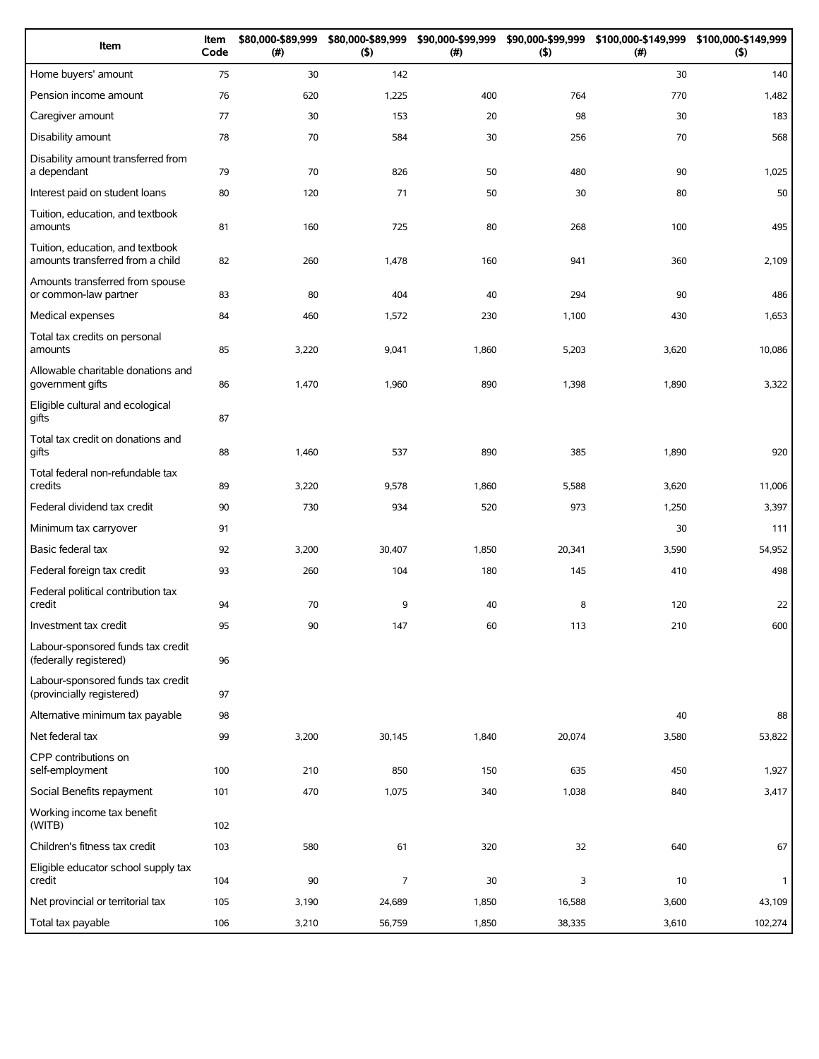| Item | Item Code | $80,000-$89,999 (#) | $80,000-$89,999 ($) | $90,000-$99,999 (#) | $90,000-$99,999 ($) | $100,000-$149,999 (#) | $100,000-$149,999 ($) |
|---|---|---|---|---|---|---|---|
| Home buyers' amount | 75 | 30 | 142 | | | 30 | 140 |
| Pension income amount | 76 | 620 | 1,225 | 400 | 764 | 770 | 1,482 |
| Caregiver amount | 77 | 30 | 153 | 20 | 98 | 30 | 183 |
| Disability amount | 78 | 70 | 584 | 30 | 256 | 70 | 568 |
| Disability amount transferred from a dependant | 79 | 70 | 826 | 50 | 480 | 90 | 1,025 |
| Interest paid on student loans | 80 | 120 | 71 | 50 | 30 | 80 | 50 |
| Tuition, education, and textbook amounts | 81 | 160 | 725 | 80 | 268 | 100 | 495 |
| Tuition, education, and textbook amounts transferred from a child | 82 | 260 | 1,478 | 160 | 941 | 360 | 2,109 |
| Amounts transferred from spouse or common-law partner | 83 | 80 | 404 | 40 | 294 | 90 | 486 |
| Medical expenses | 84 | 460 | 1,572 | 230 | 1,100 | 430 | 1,653 |
| Total tax credits on personal amounts | 85 | 3,220 | 9,041 | 1,860 | 5,203 | 3,620 | 10,086 |
| Allowable charitable donations and government gifts | 86 | 1,470 | 1,960 | 890 | 1,398 | 1,890 | 3,322 |
| Eligible cultural and ecological gifts | 87 | | | | | | |
| Total tax credit on donations and gifts | 88 | 1,460 | 537 | 890 | 385 | 1,890 | 920 |
| Total federal non-refundable tax credits | 89 | 3,220 | 9,578 | 1,860 | 5,588 | 3,620 | 11,006 |
| Federal dividend tax credit | 90 | 730 | 934 | 520 | 973 | 1,250 | 3,397 |
| Minimum tax carryover | 91 | | | | | 30 | 111 |
| Basic federal tax | 92 | 3,200 | 30,407 | 1,850 | 20,341 | 3,590 | 54,952 |
| Federal foreign tax credit | 93 | 260 | 104 | 180 | 145 | 410 | 498 |
| Federal political contribution tax credit | 94 | 70 | 9 | 40 | 8 | 120 | 22 |
| Investment tax credit | 95 | 90 | 147 | 60 | 113 | 210 | 600 |
| Labour-sponsored funds tax credit (federally registered) | 96 | | | | | | |
| Labour-sponsored funds tax credit (provincially registered) | 97 | | | | | | |
| Alternative minimum tax payable | 98 | | | | | 40 | 88 |
| Net federal tax | 99 | 3,200 | 30,145 | 1,840 | 20,074 | 3,580 | 53,822 |
| CPP contributions on self-employment | 100 | 210 | 850 | 150 | 635 | 450 | 1,927 |
| Social Benefits repayment | 101 | 470 | 1,075 | 340 | 1,038 | 840 | 3,417 |
| Working income tax benefit (WITB) | 102 | | | | | | |
| Children's fitness tax credit | 103 | 580 | 61 | 320 | 32 | 640 | 67 |
| Eligible educator school supply tax credit | 104 | 90 | 7 | 30 | 3 | 10 | 1 |
| Net provincial or territorial tax | 105 | 3,190 | 24,689 | 1,850 | 16,588 | 3,600 | 43,109 |
| Total tax payable | 106 | 3,210 | 56,759 | 1,850 | 38,335 | 3,610 | 102,274 |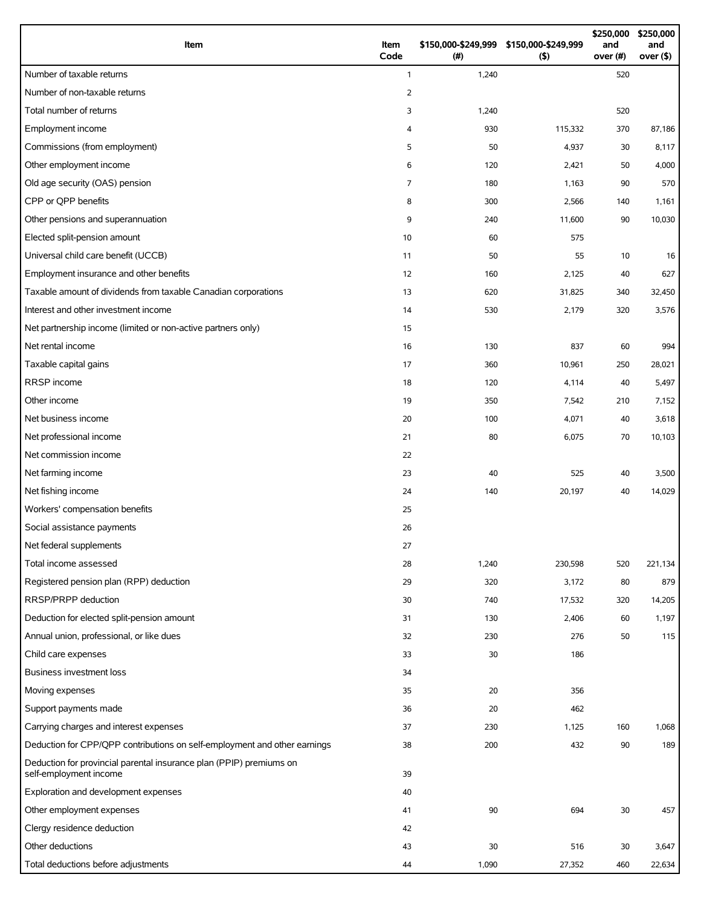| Item | Item Code | $150,000-$249,999 (#) | $150,000-$249,999 ($) | $250,000 and over (#) | $250,000 and over ($) |
|---|---|---|---|---|---|
| Number of taxable returns | 1 | 1,240 | | 520 | |
| Number of non-taxable returns | 2 | | | | |
| Total number of returns | 3 | 1,240 | | 520 | |
| Employment income | 4 | 930 | 115,332 | 370 | 87,186 |
| Commissions (from employment) | 5 | 50 | 4,937 | 30 | 8,117 |
| Other employment income | 6 | 120 | 2,421 | 50 | 4,000 |
| Old age security (OAS) pension | 7 | 180 | 1,163 | 90 | 570 |
| CPP or QPP benefits | 8 | 300 | 2,566 | 140 | 1,161 |
| Other pensions and superannuation | 9 | 240 | 11,600 | 90 | 10,030 |
| Elected split-pension amount | 10 | 60 | 575 | | |
| Universal child care benefit (UCCB) | 11 | 50 | 55 | 10 | 16 |
| Employment insurance and other benefits | 12 | 160 | 2,125 | 40 | 627 |
| Taxable amount of dividends from taxable Canadian corporations | 13 | 620 | 31,825 | 340 | 32,450 |
| Interest and other investment income | 14 | 530 | 2,179 | 320 | 3,576 |
| Net partnership income (limited or non-active partners only) | 15 | | | | |
| Net rental income | 16 | 130 | 837 | 60 | 994 |
| Taxable capital gains | 17 | 360 | 10,961 | 250 | 28,021 |
| RRSP income | 18 | 120 | 4,114 | 40 | 5,497 |
| Other income | 19 | 350 | 7,542 | 210 | 7,152 |
| Net business income | 20 | 100 | 4,071 | 40 | 3,618 |
| Net professional income | 21 | 80 | 6,075 | 70 | 10,103 |
| Net commission income | 22 | | | | |
| Net farming income | 23 | 40 | 525 | 40 | 3,500 |
| Net fishing income | 24 | 140 | 20,197 | 40 | 14,029 |
| Workers' compensation benefits | 25 | | | | |
| Social assistance payments | 26 | | | | |
| Net federal supplements | 27 | | | | |
| Total income assessed | 28 | 1,240 | 230,598 | 520 | 221,134 |
| Registered pension plan (RPP) deduction | 29 | 320 | 3,172 | 80 | 879 |
| RRSP/PRPP deduction | 30 | 740 | 17,532 | 320 | 14,205 |
| Deduction for elected split-pension amount | 31 | 130 | 2,406 | 60 | 1,197 |
| Annual union, professional, or like dues | 32 | 230 | 276 | 50 | 115 |
| Child care expenses | 33 | 30 | 186 | | |
| Business investment loss | 34 | | | | |
| Moving expenses | 35 | 20 | 356 | | |
| Support payments made | 36 | 20 | 462 | | |
| Carrying charges and interest expenses | 37 | 230 | 1,125 | 160 | 1,068 |
| Deduction for CPP/QPP contributions on self-employment and other earnings | 38 | 200 | 432 | 90 | 189 |
| Deduction for provincial parental insurance plan (PPIP) premiums on self-employment income | 39 | | | | |
| Exploration and development expenses | 40 | | | | |
| Other employment expenses | 41 | 90 | 694 | 30 | 457 |
| Clergy residence deduction | 42 | | | | |
| Other deductions | 43 | 30 | 516 | 30 | 3,647 |
| Total deductions before adjustments | 44 | 1,090 | 27,352 | 460 | 22,634 |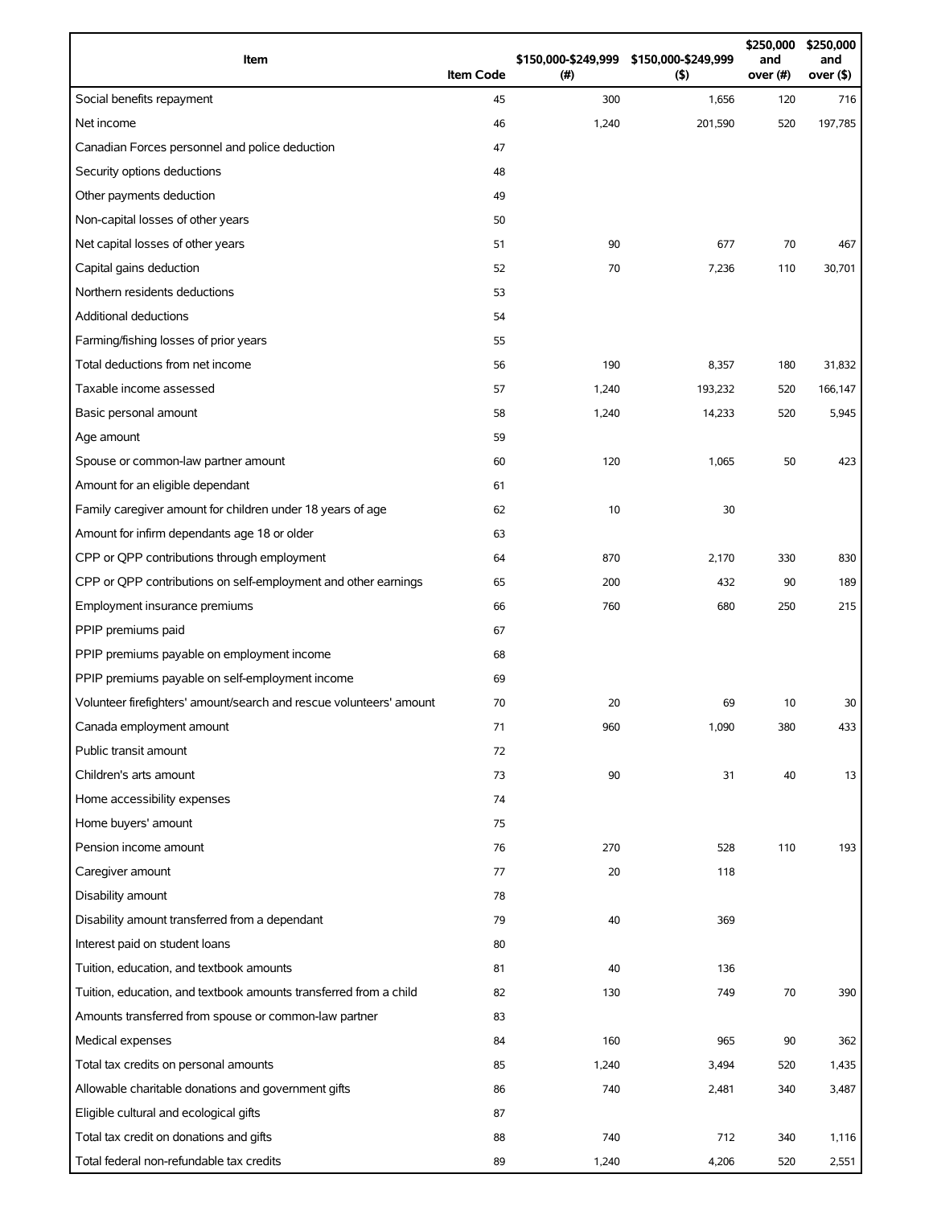| Item | Item Code | $150,000-$249,999 (#) | $150,000-$249,999 ($) | $250,000 and over (#) | $250,000 and over ($) |
|---|---|---|---|---|---|
| Social benefits repayment | 45 | 300 | 1,656 | 120 | 716 |
| Net income | 46 | 1,240 | 201,590 | 520 | 197,785 |
| Canadian Forces personnel and police deduction | 47 | | | | |
| Security options deductions | 48 | | | | |
| Other payments deduction | 49 | | | | |
| Non-capital losses of other years | 50 | | | | |
| Net capital losses of other years | 51 | 90 | 677 | 70 | 467 |
| Capital gains deduction | 52 | 70 | 7,236 | 110 | 30,701 |
| Northern residents deductions | 53 | | | | |
| Additional deductions | 54 | | | | |
| Farming/fishing losses of prior years | 55 | | | | |
| Total deductions from net income | 56 | 190 | 8,357 | 180 | 31,832 |
| Taxable income assessed | 57 | 1,240 | 193,232 | 520 | 166,147 |
| Basic personal amount | 58 | 1,240 | 14,233 | 520 | 5,945 |
| Age amount | 59 | | | | |
| Spouse or common-law partner amount | 60 | 120 | 1,065 | 50 | 423 |
| Amount for an eligible dependant | 61 | | | | |
| Family caregiver amount for children under 18 years of age | 62 | 10 | 30 | | |
| Amount for infirm dependants age 18 or older | 63 | | | | |
| CPP or QPP contributions through employment | 64 | 870 | 2,170 | 330 | 830 |
| CPP or QPP contributions on self-employment and other earnings | 65 | 200 | 432 | 90 | 189 |
| Employment insurance premiums | 66 | 760 | 680 | 250 | 215 |
| PPIP premiums paid | 67 | | | | |
| PPIP premiums payable on employment income | 68 | | | | |
| PPIP premiums payable on self-employment income | 69 | | | | |
| Volunteer firefighters' amount/search and rescue volunteers' amount | 70 | 20 | 69 | 10 | 30 |
| Canada employment amount | 71 | 960 | 1,090 | 380 | 433 |
| Public transit amount | 72 | | | | |
| Children's arts amount | 73 | 90 | 31 | 40 | 13 |
| Home accessibility expenses | 74 | | | | |
| Home buyers' amount | 75 | | | | |
| Pension income amount | 76 | 270 | 528 | 110 | 193 |
| Caregiver amount | 77 | 20 | 118 | | |
| Disability amount | 78 | | | | |
| Disability amount transferred from a dependant | 79 | 40 | 369 | | |
| Interest paid on student loans | 80 | | | | |
| Tuition, education, and textbook amounts | 81 | 40 | 136 | | |
| Tuition, education, and textbook amounts transferred from a child | 82 | 130 | 749 | 70 | 390 |
| Amounts transferred from spouse or common-law partner | 83 | | | | |
| Medical expenses | 84 | 160 | 965 | 90 | 362 |
| Total tax credits on personal amounts | 85 | 1,240 | 3,494 | 520 | 1,435 |
| Allowable charitable donations and government gifts | 86 | 740 | 2,481 | 340 | 3,487 |
| Eligible cultural and ecological gifts | 87 | | | | |
| Total tax credit on donations and gifts | 88 | 740 | 712 | 340 | 1,116 |
| Total federal non-refundable tax credits | 89 | 1,240 | 4,206 | 520 | 2,551 |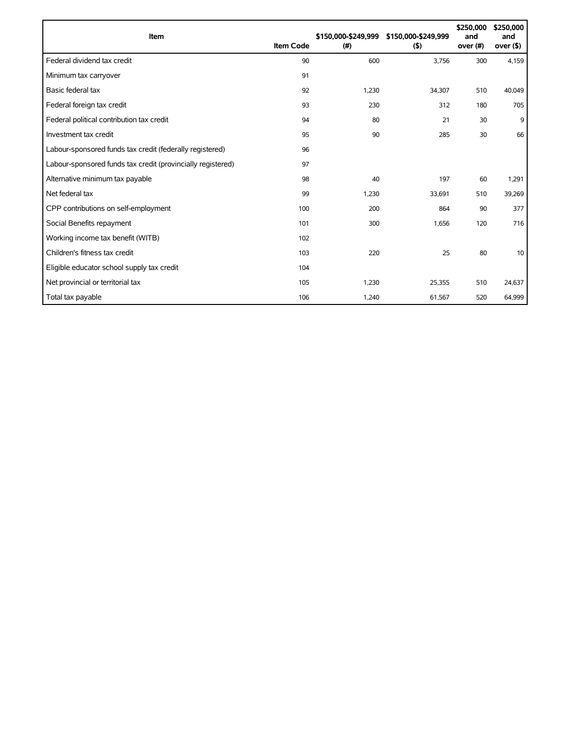| Item | Item Code | $150,000-$249,999 (#) | $150,000-$249,999 ($) | $250,000 and over (#) | $250,000 and over ($) |
|---|---|---|---|---|---|
| Federal dividend tax credit | 90 | 600 | 3,756 | 300 | 4,159 |
| Minimum tax carryover | 91 | | | | |
| Basic federal tax | 92 | 1,230 | 34,307 | 510 | 40,049 |
| Federal foreign tax credit | 93 | 230 | 312 | 180 | 705 |
| Federal political contribution tax credit | 94 | 80 | 21 | 30 | 9 |
| Investment tax credit | 95 | 90 | 285 | 30 | 66 |
| Labour-sponsored funds tax credit (federally registered) | 96 | | | | |
| Labour-sponsored funds tax credit (provincially registered) | 97 | | | | |
| Alternative minimum tax payable | 98 | 40 | 197 | 60 | 1,291 |
| Net federal tax | 99 | 1,230 | 33,691 | 510 | 39,269 |
| CPP contributions on self-employment | 100 | 200 | 864 | 90 | 377 |
| Social Benefits repayment | 101 | 300 | 1,656 | 120 | 716 |
| Working income tax benefit (WITB) | 102 | | | | |
| Children's fitness tax credit | 103 | 220 | 25 | 80 | 10 |
| Eligible educator school supply tax credit | 104 | | | | |
| Net provincial or territorial tax | 105 | 1,230 | 25,355 | 510 | 24,637 |
| Total tax payable | 106 | 1,240 | 61,567 | 520 | 64,999 |